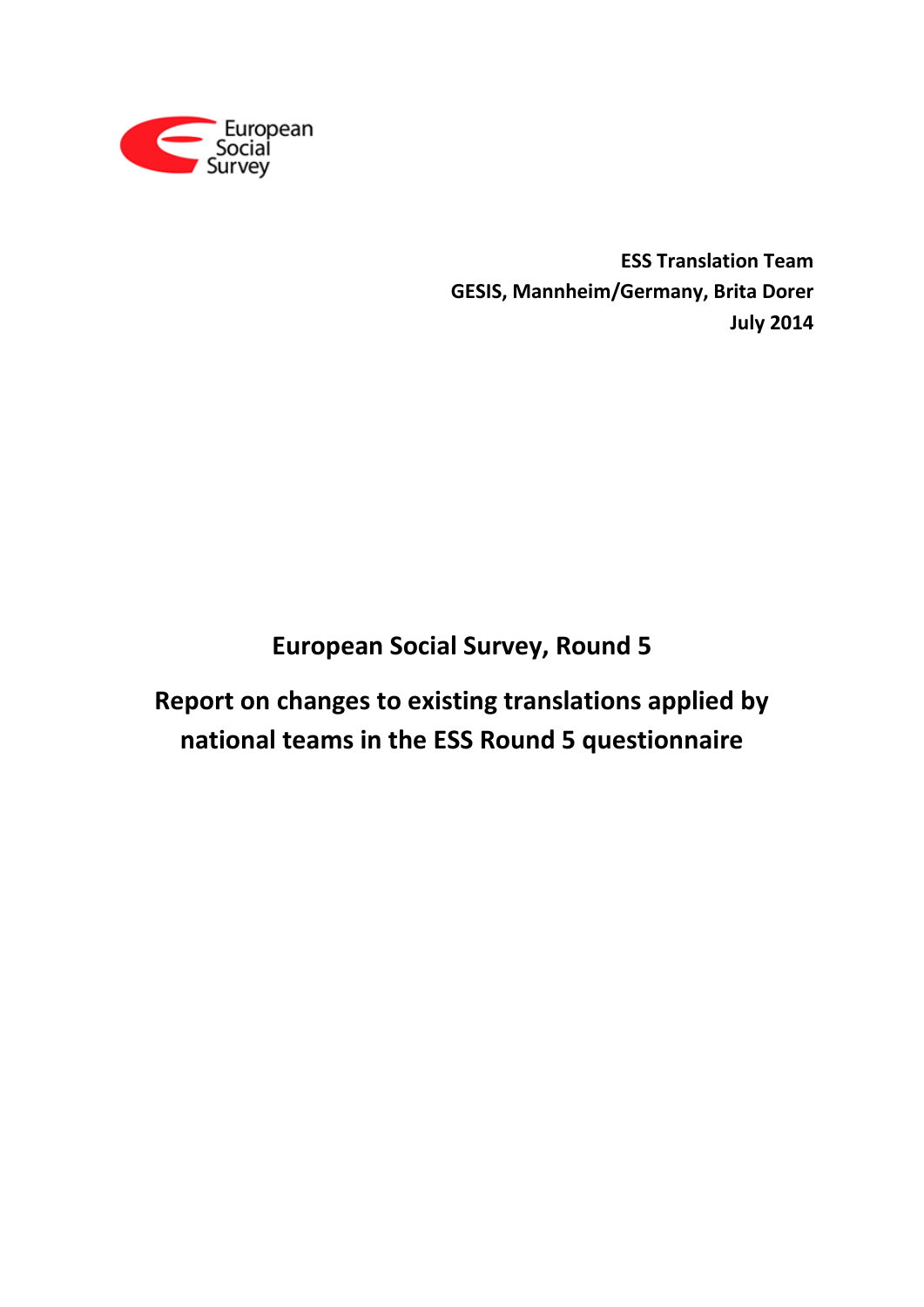European Social Survey

**ESS Translation Team**
**GESIS, Mannheim/Germany, Brita Dorer**
**July 2014**

# European Social Survey, Round 5

# Report on changes to existing translations applied by national teams in the ESS Round 5 questionnaire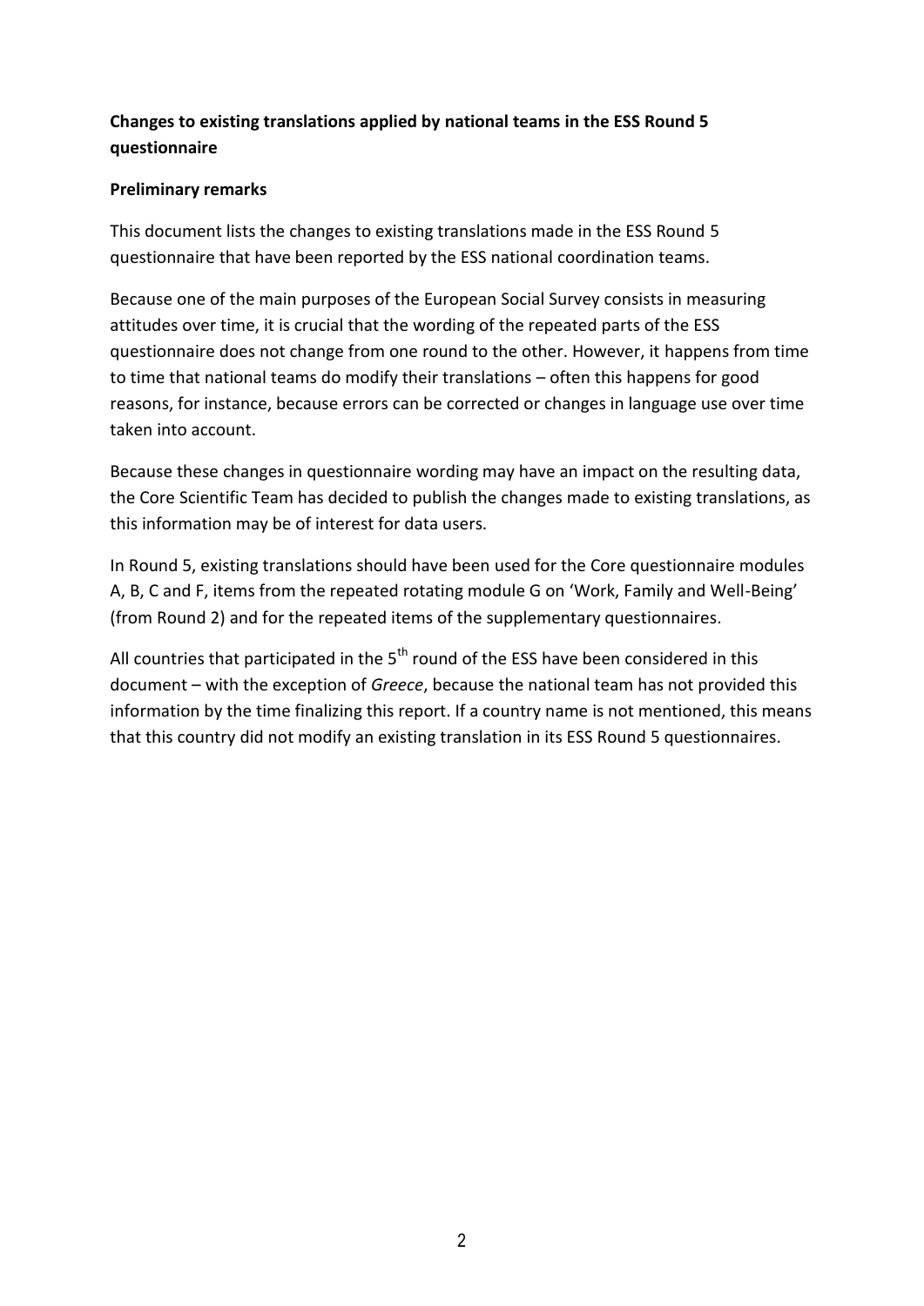**Changes to existing translations applied by national teams in the ESS Round 5 questionnaire**

**Preliminary remarks**

This document lists the changes to existing translations made in the ESS Round 5 questionnaire that have been reported by the ESS national coordination teams.

Because one of the main purposes of the European Social Survey consists in measuring attitudes over time, it is crucial that the wording of the repeated parts of the ESS questionnaire does not change from one round to the other. However, it happens from time to time that national teams do modify their translations – often this happens for good reasons, for instance, because errors can be corrected or changes in language use over time taken into account.

Because these changes in questionnaire wording may have an impact on the resulting data, the Core Scientific Team has decided to publish the changes made to existing translations, as this information may be of interest for data users.

In Round 5, existing translations should have been used for the Core questionnaire modules A, B, C and F, items from the repeated rotating module G on 'Work, Family and Well-Being' (from Round 2) and for the repeated items of the supplementary questionnaires.

All countries that participated in the 5th round of the ESS have been considered in this document – with the exception of *Greece*, because the national team has not provided this information by the time finalizing this report. If a country name is not mentioned, this means that this country did not modify an existing translation in its ESS Round 5 questionnaires.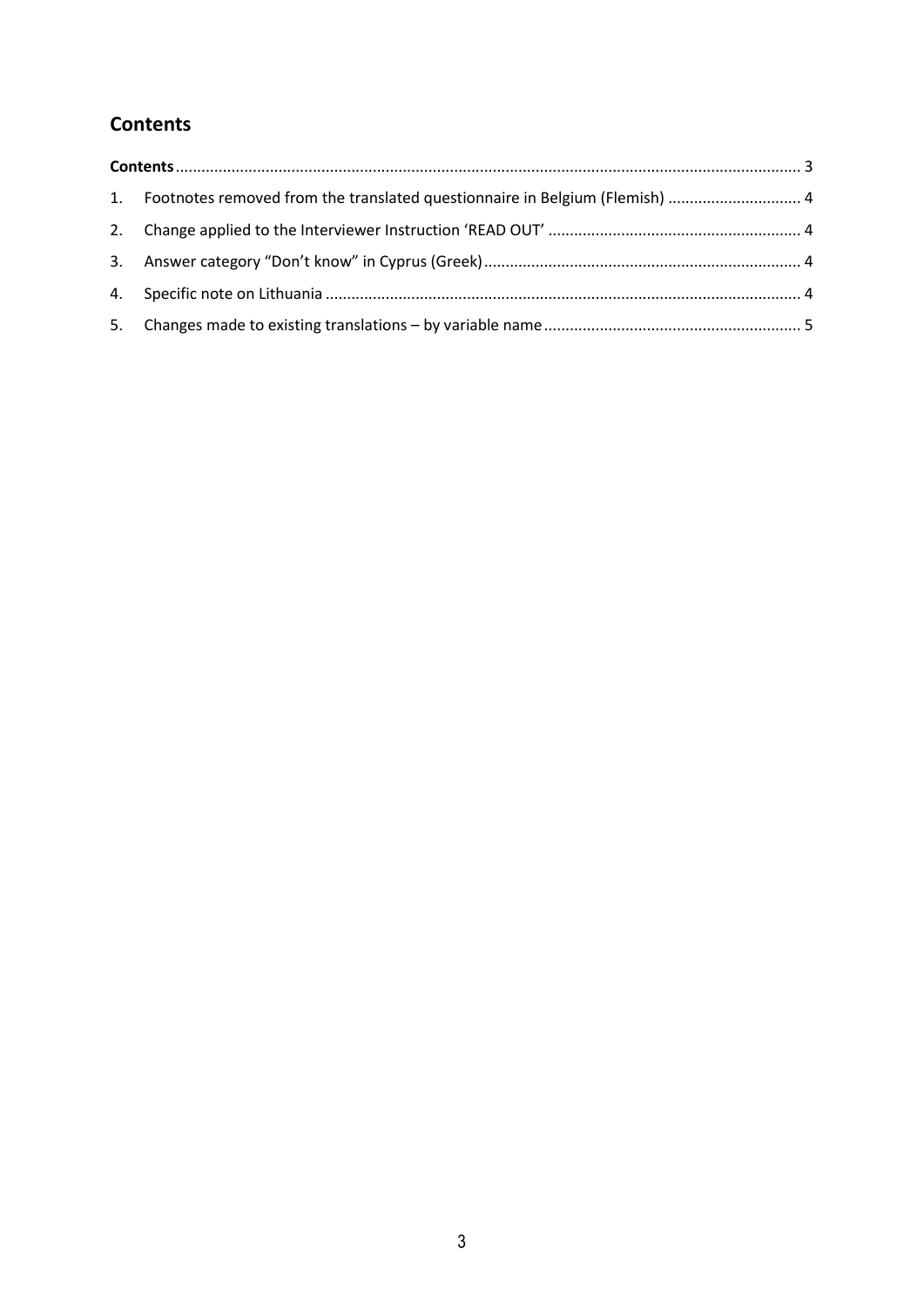## Contents

**Contents** ........................................................................................................................................ 3

1. Footnotes removed from the translated questionnaire in Belgium (Flemish) ............................... 4
2. Change applied to the Interviewer Instruction 'READ OUT' .......................................................... 4
3. Answer category "Don't know" in Cyprus (Greek) .......................................................................... 4
4. Specific note on Lithuania .............................................................................................................. 4
5. Changes made to existing translations – by variable name ............................................................ 5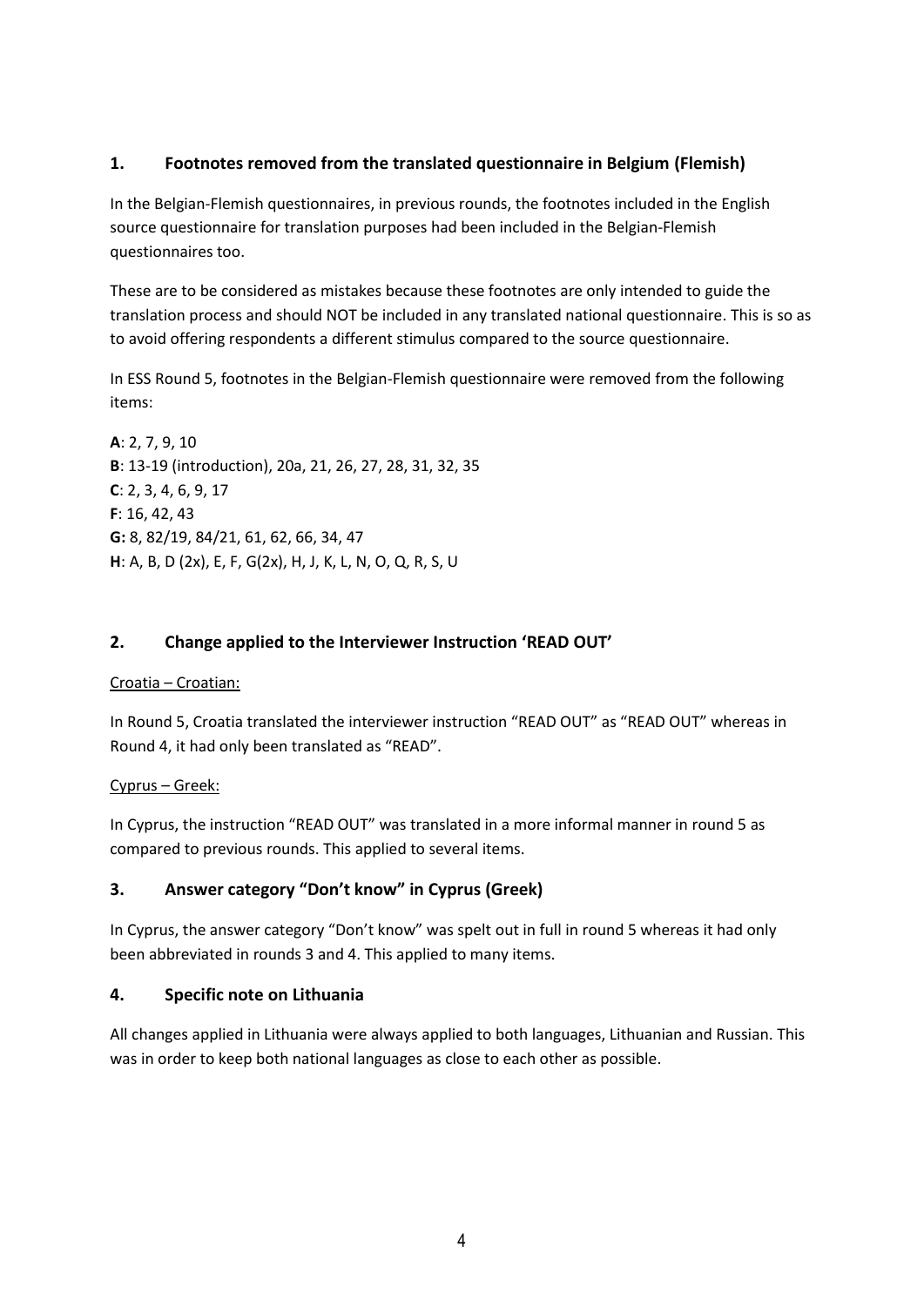## 1. Footnotes removed from the translated questionnaire in Belgium (Flemish)

In the Belgian-Flemish questionnaires, in previous rounds, the footnotes included in the English source questionnaire for translation purposes had been included in the Belgian-Flemish questionnaires too.

These are to be considered as mistakes because these footnotes are only intended to guide the translation process and should NOT be included in any translated national questionnaire. This is so as to avoid offering respondents a different stimulus compared to the source questionnaire.

In ESS Round 5, footnotes in the Belgian-Flemish questionnaire were removed from the following items:

**A**: 2, 7, 9, 10
**B**: 13-19 (introduction), 20a, 21, 26, 27, 28, 31, 32, 35
**C**: 2, 3, 4, 6, 9, 17
**F**: 16, 42, 43
**G:** 8, 82/19, 84/21, 61, 62, 66, 34, 47
**H**: A, B, D (2x), E, F, G(2x), H, J, K, L, N, O, Q, R, S, U

## 2. Change applied to the Interviewer Instruction 'READ OUT'

Croatia – Croatian:

In Round 5, Croatia translated the interviewer instruction "READ OUT" as "READ OUT" whereas in Round 4, it had only been translated as "READ".

Cyprus – Greek:

In Cyprus, the instruction "READ OUT" was translated in a more informal manner in round 5 as compared to previous rounds. This applied to several items.

## 3. Answer category "Don't know" in Cyprus (Greek)

In Cyprus, the answer category "Don't know" was spelt out in full in round 5 whereas it had only been abbreviated in rounds 3 and 4. This applied to many items.

## 4. Specific note on Lithuania

All changes applied in Lithuania were always applied to both languages, Lithuanian and Russian. This was in order to keep both national languages as close to each other as possible.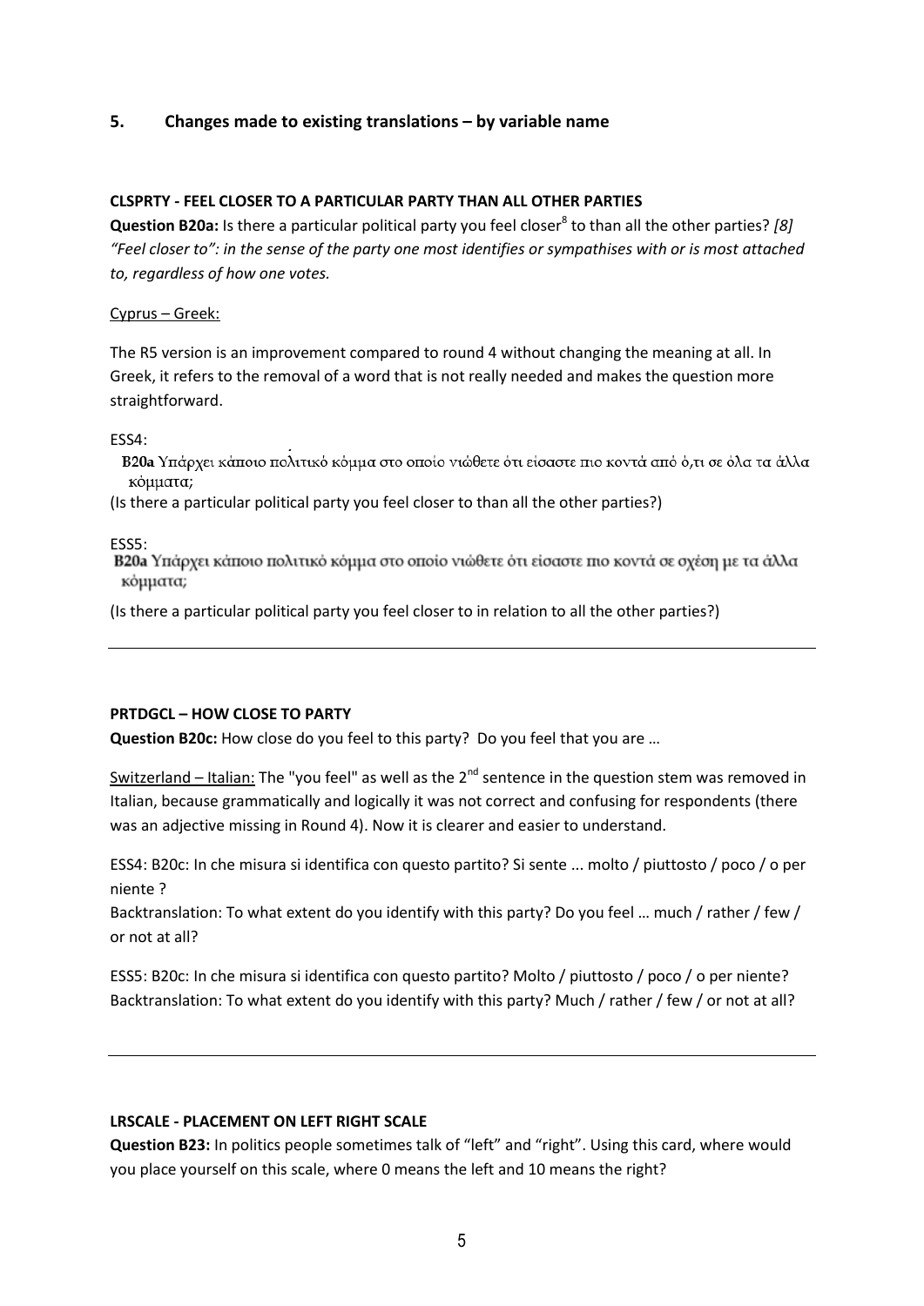## 5. Changes made to existing translations – by variable name

**CLSPRTY - FEEL CLOSER TO A PARTICULAR PARTY THAN ALL OTHER PARTIES**

**Question B20a:** Is there a particular political party you feel closer[8] to than all the other parties? *[8] "Feel closer to": in the sense of the party one most identifies or sympathises with or is most attached to, regardless of how one votes.*

Cyprus – Greek:

The R5 version is an improvement compared to round 4 without changing the meaning at all. In Greek, it refers to the removal of a word that is not really needed and makes the question more straightforward.

ESS4:

**B20a** Υπάρχει κάποιο πολιτικό κόμμα στο οποίο νιώθετε ότι είσαστε πιο κοντά από ό,τι σε όλα τα άλλα κόμματα;

(Is there a particular political party you feel closer to than all the other parties?)

ESS5:

**B20a** Υπάρχει κάποιο πολιτικό κόμμα στο οποίο νιώθετε ότι είσαστε πιο κοντά σε σχέση με τα άλλα κόμματα;

(Is there a particular political party you feel closer to in relation to all the other parties?)

---

**PRTDGCL – HOW CLOSE TO PARTY**

**Question B20c:** How close do you feel to this party? Do you feel that you are …

Switzerland – Italian: The "you feel" as well as the 2nd sentence in the question stem was removed in Italian, because grammatically and logically it was not correct and confusing for respondents (there was an adjective missing in Round 4). Now it is clearer and easier to understand.

ESS4: B20c: In che misura si identifica con questo partito? Si sente ... molto / piuttosto / poco / o per niente ?

Backtranslation: To what extent do you identify with this party? Do you feel … much / rather / few / or not at all?

ESS5: B20c: In che misura si identifica con questo partito? Molto / piuttosto / poco / o per niente?

Backtranslation: To what extent do you identify with this party? Much / rather / few / or not at all?

---

**LRSCALE - PLACEMENT ON LEFT RIGHT SCALE**

**Question B23:** In politics people sometimes talk of "left" and "right". Using this card, where would you place yourself on this scale, where 0 means the left and 10 means the right?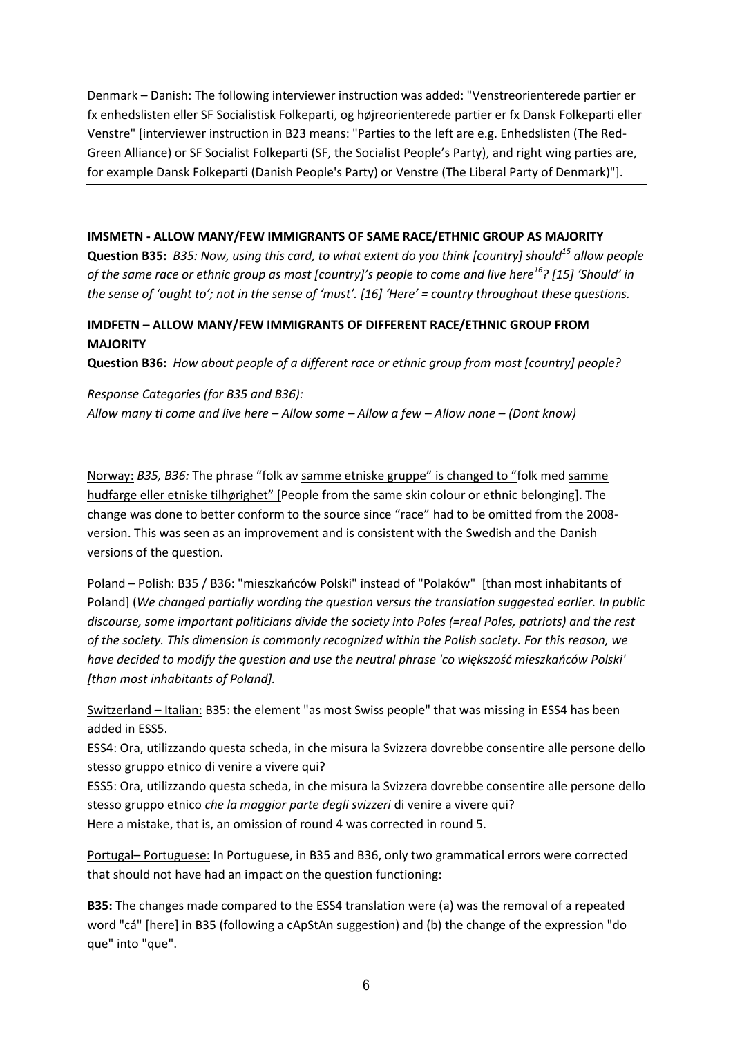Denmark – Danish: The following interviewer instruction was added: "Venstreorienterede partier er fx enhedslisten eller SF Socialistisk Folkeparti, og højreorienterede partier er fx Dansk Folkeparti eller Venstre" [interviewer instruction in B23 means: "Parties to the left are e.g. Enhedslisten (The Red-Green Alliance) or SF Socialist Folkeparti (SF, the Socialist People's Party), and right wing parties are, for example Dansk Folkeparti (Danish People's Party) or Venstre (The Liberal Party of Denmark)"].

---

**IMSMETN - ALLOW MANY/FEW IMMIGRANTS OF SAME RACE/ETHNIC GROUP AS MAJORITY**

**Question B35:** *B35: Now, using this card, to what extent do you think [country] should[15] allow people of the same race or ethnic group as most [country]'s people to come and live here[16]? [15] 'Should' in the sense of 'ought to'; not in the sense of 'must'. [16] 'Here' = country throughout these questions.*

**IMDFETN – ALLOW MANY/FEW IMMIGRANTS OF DIFFERENT RACE/ETHNIC GROUP FROM MAJORITY**

**Question B36:** *How about people of a different race or ethnic group from most [country] people?*

*Response Categories (for B35 and B36):*
*Allow many ti come and live here – Allow some – Allow a few – Allow none – (Dont know)*

Norway: *B35, B36:* The phrase "folk av samme etniske gruppe" is changed to "folk med samme hudfarge eller etniske tilhørighet" [People from the same skin colour or ethnic belonging]. The change was done to better conform to the source since "race" had to be omitted from the 2008-version. This was seen as an improvement and is consistent with the Swedish and the Danish versions of the question.

Poland – Polish: B35 / B36: "mieszkańców Polski" instead of "Polaków" [than most inhabitants of Poland] (*We changed partially wording the question versus the translation suggested earlier. In public discourse, some important politicians divide the society into Poles (=real Poles, patriots) and the rest of the society. This dimension is commonly recognized within the Polish society. For this reason, we have decided to modify the question and use the neutral phrase 'co większość mieszkańców Polski' [than most inhabitants of Poland].*

Switzerland – Italian: B35: the element "as most Swiss people" that was missing in ESS4 has been added in ESS5.

ESS4: Ora, utilizzando questa scheda, in che misura la Svizzera dovrebbe consentire alle persone dello stesso gruppo etnico di venire a vivere qui?

ESS5: Ora, utilizzando questa scheda, in che misura la Svizzera dovrebbe consentire alle persone dello stesso gruppo etnico *che la maggior parte degli svizzeri* di venire a vivere qui?

Here a mistake, that is, an omission of round 4 was corrected in round 5.

Portugal– Portuguese: In Portuguese, in B35 and B36, only two grammatical errors were corrected that should not have had an impact on the question functioning:

**B35:** The changes made compared to the ESS4 translation were (a) was the removal of a repeated word "cá" [here] in B35 (following a cApStAn suggestion) and (b) the change of the expression "do que" into "que".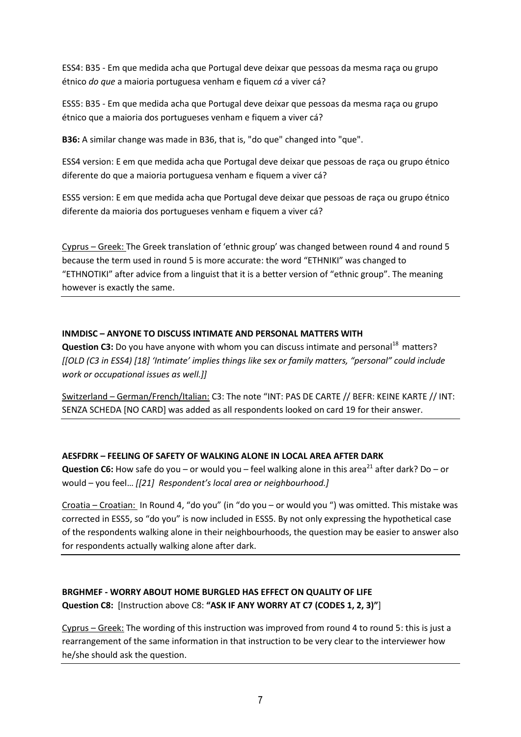ESS4: B35 - Em que medida acha que Portugal deve deixar que pessoas da mesma raça ou grupo étnico *do que* a maioria portuguesa venham e fiquem *cá* a viver cá?

ESS5: B35 - Em que medida acha que Portugal deve deixar que pessoas da mesma raça ou grupo étnico que a maioria dos portugueses venham e fiquem a viver cá?

**B36:** A similar change was made in B36, that is, "do que" changed into "que".

ESS4 version: E em que medida acha que Portugal deve deixar que pessoas de raça ou grupo étnico diferente do que a maioria portuguesa venham e fiquem a viver cá?

ESS5 version: E em que medida acha que Portugal deve deixar que pessoas de raça ou grupo étnico diferente da maioria dos portugueses venham e fiquem a viver cá?

Cyprus – Greek: The Greek translation of 'ethnic group' was changed between round 4 and round 5 because the term used in round 5 is more accurate: the word "ETHNIKI" was changed to "ETHNOTIKI" after advice from a linguist that it is a better version of "ethnic group". The meaning however is exactly the same.

---

**INMDISC – ANYONE TO DISCUSS INTIMATE AND PERSONAL MATTERS WITH**
**Question C3:** Do you have anyone with whom you can discuss intimate and personal[18] matters? *[[OLD (C3 in ESS4) [18] 'Intimate' implies things like sex or family matters, "personal" could include work or occupational issues as well.]]*

Switzerland – German/French/Italian: C3: The note "INT: PAS DE CARTE // BEFR: KEINE KARTE // INT: SENZA SCHEDA [NO CARD] was added as all respondents looked on card 19 for their answer.

---

**AESFDRK – FEELING OF SAFETY OF WALKING ALONE IN LOCAL AREA AFTER DARK**
**Question C6:** How safe do you – or would you – feel walking alone in this area[21] after dark? Do – or would – you feel… *[[21] Respondent's local area or neighbourhood.]*

Croatia – Croatian: In Round 4, "do you" (in "do you – or would you ") was omitted. This mistake was corrected in ESS5, so "do you" is now included in ESS5. By not only expressing the hypothetical case of the respondents walking alone in their neighbourhoods, the question may be easier to answer also for respondents actually walking alone after dark.

---

**BRGHMEF - WORRY ABOUT HOME BURGLED HAS EFFECT ON QUALITY OF LIFE**
**Question C8:** [Instruction above C8: **"ASK IF ANY WORRY AT C7 (CODES 1, 2, 3)"**]

Cyprus – Greek: The wording of this instruction was improved from round 4 to round 5: this is just a rearrangement of the same information in that instruction to be very clear to the interviewer how he/she should ask the question.

---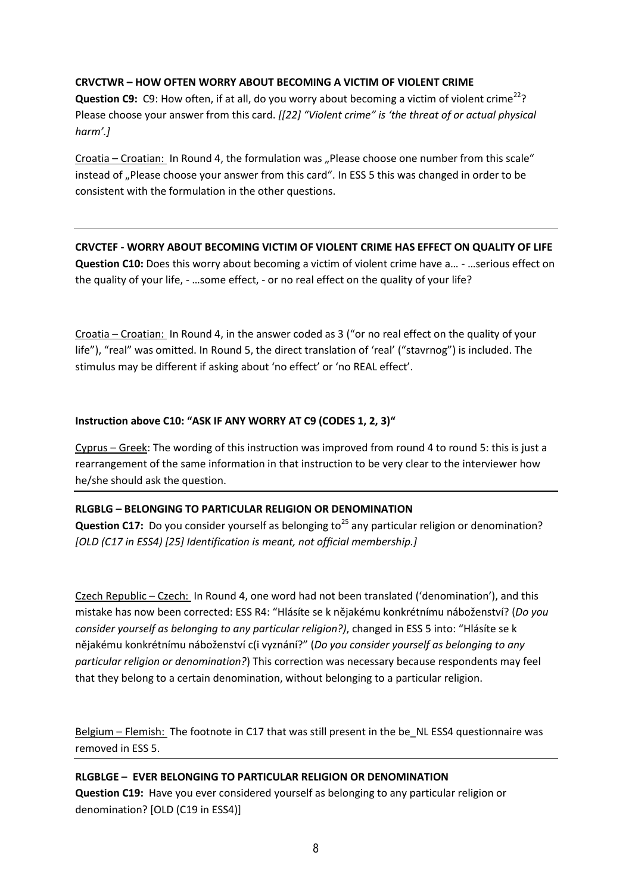**CRVCTWR – HOW OFTEN WORRY ABOUT BECOMING A VICTIM OF VIOLENT CRIME**

**Question C9:** C9: How often, if at all, do you worry about becoming a victim of violent crime[22]? Please choose your answer from this card. *[[22] "Violent crime" is 'the threat of or actual physical harm'.]*

Croatia – Croatian: In Round 4, the formulation was „Please choose one number from this scale" instead of „Please choose your answer from this card". In ESS 5 this was changed in order to be consistent with the formulation in the other questions.

---

**CRVCTEF - WORRY ABOUT BECOMING VICTIM OF VIOLENT CRIME HAS EFFECT ON QUALITY OF LIFE**

**Question C10:** Does this worry about becoming a victim of violent crime have a… - …serious effect on the quality of your life, - …some effect, - or no real effect on the quality of your life?

Croatia – Croatian: In Round 4, in the answer coded as 3 ("or no real effect on the quality of your life"), "real" was omitted. In Round 5, the direct translation of 'real' ("stavrnog") is included. The stimulus may be different if asking about 'no effect' or 'no REAL effect'.

**Instruction above C10: "ASK IF ANY WORRY AT C9 (CODES 1, 2, 3)"**

Cyprus – Greek: The wording of this instruction was improved from round 4 to round 5: this is just a rearrangement of the same information in that instruction to be very clear to the interviewer how he/she should ask the question.

---

**RLGBLG – BELONGING TO PARTICULAR RELIGION OR DENOMINATION**

**Question C17:** Do you consider yourself as belonging to[25] any particular religion or denomination? *[OLD (C17 in ESS4) [25] Identification is meant, not official membership.]*

Czech Republic – Czech: In Round 4, one word had not been translated ('denomination'), and this mistake has now been corrected: ESS R4: "Hlásíte se k nějakému konkrétnímu náboženství? (*Do you consider yourself as belonging to any particular religion?)*, changed in ESS 5 into: "Hlásíte se k nějakému konkrétnímu náboženství c(i vyznání?" (*Do you consider yourself as belonging to any particular religion or denomination?*) This correction was necessary because respondents may feel that they belong to a certain denomination, without belonging to a particular religion.

Belgium – Flemish: The footnote in C17 that was still present in the be_NL ESS4 questionnaire was removed in ESS 5.

---

**RLGBLGE – EVER BELONGING TO PARTICULAR RELIGION OR DENOMINATION**

**Question C19:** Have you ever considered yourself as belonging to any particular religion or denomination? [OLD (C19 in ESS4)]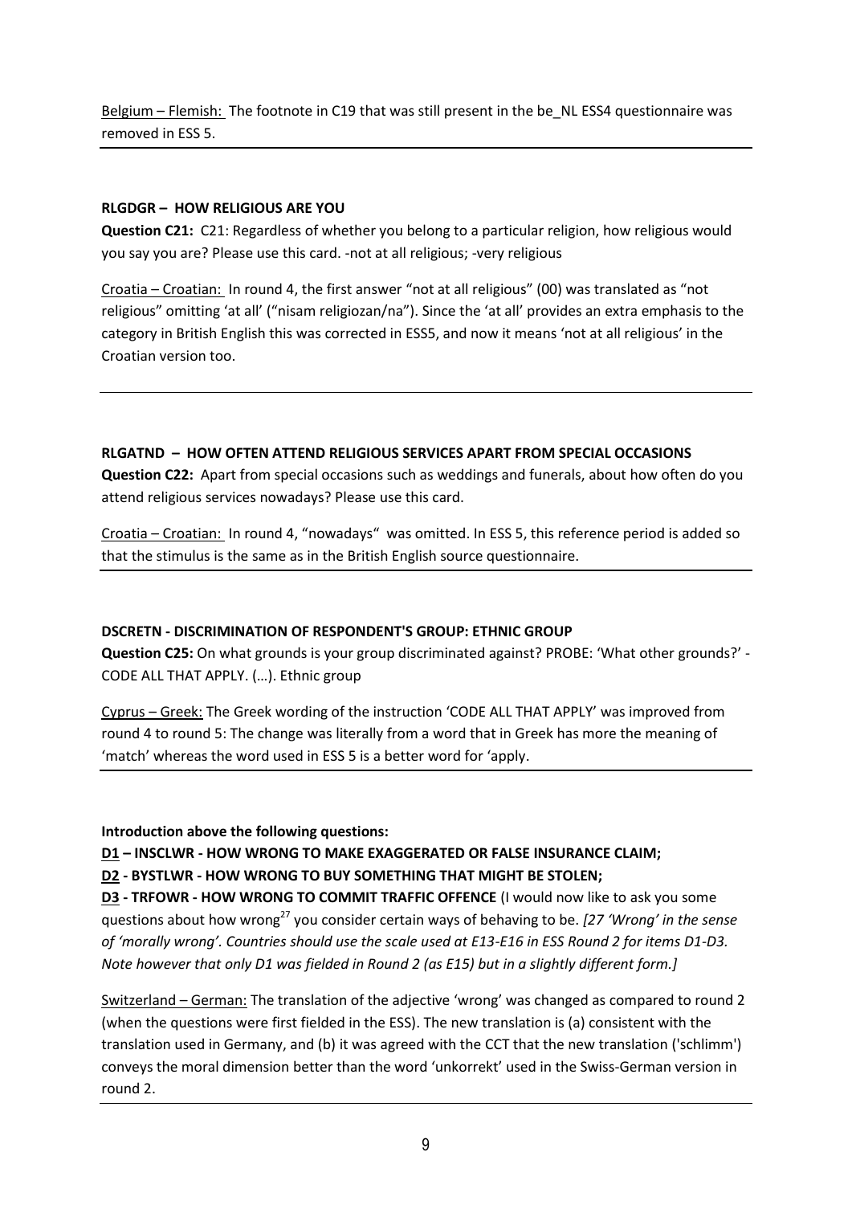Belgium – Flemish: The footnote in C19 that was still present in the be_NL ESS4 questionnaire was removed in ESS 5.

---

**RLGDGR – HOW RELIGIOUS ARE YOU**

**Question C21:** C21: Regardless of whether you belong to a particular religion, how religious would you say you are? Please use this card. -not at all religious; -very religious

Croatia – Croatian: In round 4, the first answer "not at all religious" (00) was translated as "not religious" omitting 'at all' ("nisam religiozan/na"). Since the 'at all' provides an extra emphasis to the category in British English this was corrected in ESS5, and now it means 'not at all religious' in the Croatian version too.

---

**RLGATND – HOW OFTEN ATTEND RELIGIOUS SERVICES APART FROM SPECIAL OCCASIONS**

**Question C22:** Apart from special occasions such as weddings and funerals, about how often do you attend religious services nowadays? Please use this card.

Croatia – Croatian: In round 4, "nowadays" was omitted. In ESS 5, this reference period is added so that the stimulus is the same as in the British English source questionnaire.

---

**DSCRETN - DISCRIMINATION OF RESPONDENT'S GROUP: ETHNIC GROUP**

**Question C25:** On what grounds is your group discriminated against? PROBE: 'What other grounds?' - CODE ALL THAT APPLY. (…). Ethnic group

Cyprus – Greek: The Greek wording of the instruction 'CODE ALL THAT APPLY' was improved from round 4 to round 5: The change was literally from a word that in Greek has more the meaning of 'match' whereas the word used in ESS 5 is a better word for 'apply.

---

**Introduction above the following questions:**

**D1 – INSCLWR - HOW WRONG TO MAKE EXAGGERATED OR FALSE INSURANCE CLAIM;**

**D2 - BYSTLWR - HOW WRONG TO BUY SOMETHING THAT MIGHT BE STOLEN;**

**D3 - TRFOWR - HOW WRONG TO COMMIT TRAFFIC OFFENCE** (I would now like to ask you some questions about how wrong[27] you consider certain ways of behaving to be. *[27 'Wrong' in the sense of 'morally wrong'. Countries should use the scale used at E13-E16 in ESS Round 2 for items D1-D3. Note however that only D1 was fielded in Round 2 (as E15) but in a slightly different form.]*

Switzerland – German: The translation of the adjective 'wrong' was changed as compared to round 2 (when the questions were first fielded in the ESS). The new translation is (a) consistent with the translation used in Germany, and (b) it was agreed with the CCT that the new translation ('schlimm') conveys the moral dimension better than the word 'unkorrekt' used in the Swiss-German version in round 2.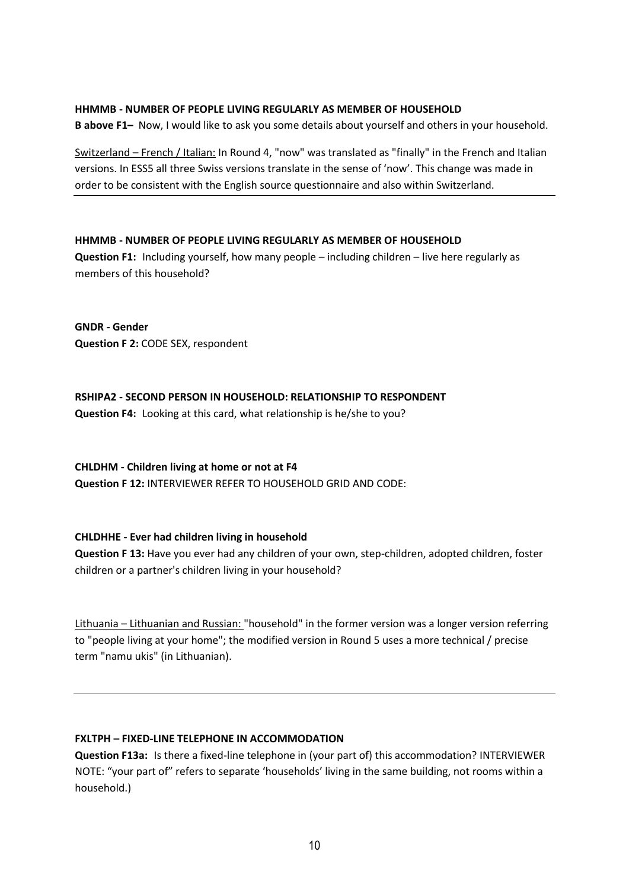**HHMMB - NUMBER OF PEOPLE LIVING REGULARLY AS MEMBER OF HOUSEHOLD**
**B above F1–** Now, I would like to ask you some details about yourself and others in your household.

<u>Switzerland – French / Italian:</u> In Round 4, "now" was translated as "finally" in the French and Italian versions. In ESS5 all three Swiss versions translate in the sense of 'now'. This change was made in order to be consistent with the English source questionnaire and also within Switzerland.

---

**HHMMB - NUMBER OF PEOPLE LIVING REGULARLY AS MEMBER OF HOUSEHOLD**
**Question F1:** Including yourself, how many people – including children – live here regularly as members of this household?

**GNDR - Gender**
**Question F 2:** CODE SEX, respondent

**RSHIPA2 - SECOND PERSON IN HOUSEHOLD: RELATIONSHIP TO RESPONDENT**
**Question F4:** Looking at this card, what relationship is he/she to you?

**CHLDHM - Children living at home or not at F4**
**Question F 12:** INTERVIEWER REFER TO HOUSEHOLD GRID AND CODE:

**CHLDHHE - Ever had children living in household**
**Question F 13:** Have you ever had any children of your own, step-children, adopted children, foster children or a partner's children living in your household?

<u>Lithuania – Lithuanian and Russian:</u> "household" in the former version was a longer version referring to "people living at your home"; the modified version in Round 5 uses a more technical / precise term "namu ukis" (in Lithuanian).

---

**FXLTPH – FIXED-LINE TELEPHONE IN ACCOMMODATION**
**Question F13a:** Is there a fixed-line telephone in (your part of) this accommodation? INTERVIEWER NOTE: "your part of" refers to separate 'households' living in the same building, not rooms within a household.)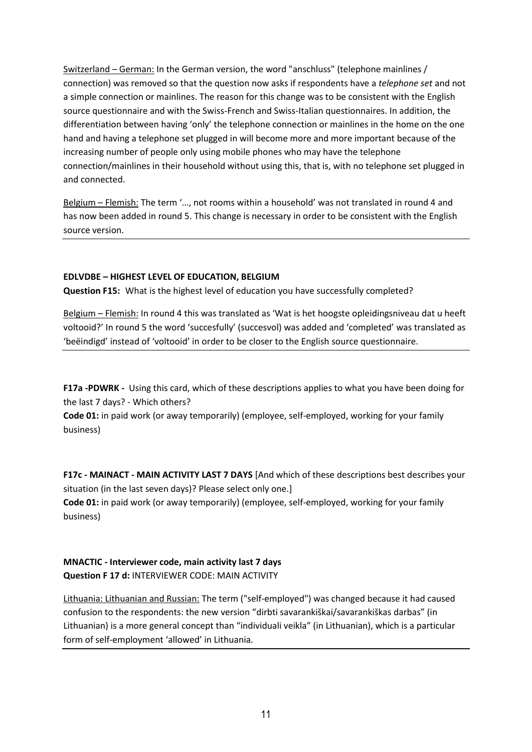Switzerland – German: In the German version, the word "anschluss" (telephone mainlines / connection) was removed so that the question now asks if respondents have a *telephone set* and not a simple connection or mainlines. The reason for this change was to be consistent with the English source questionnaire and with the Swiss-French and Swiss-Italian questionnaires. In addition, the differentiation between having 'only' the telephone connection or mainlines in the home on the one hand and having a telephone set plugged in will become more and more important because of the increasing number of people only using mobile phones who may have the telephone connection/mainlines in their household without using this, that is, with no telephone set plugged in and connected.

Belgium – Flemish: The term '…, not rooms within a household' was not translated in round 4 and has now been added in round 5. This change is necessary in order to be consistent with the English source version.

---

**EDLVDBE – HIGHEST LEVEL OF EDUCATION, BELGIUM**

**Question F15:** What is the highest level of education you have successfully completed?

Belgium – Flemish: In round 4 this was translated as 'Wat is het hoogste opleidingsniveau dat u heeft voltooid?' In round 5 the word 'succesfully' (succesvol) was added and 'completed' was translated as 'beëindigd' instead of 'voltooid' in order to be closer to the English source questionnaire.

---

**F17a -PDWRK -** Using this card, which of these descriptions applies to what you have been doing for the last 7 days? - Which others?

**Code 01:** in paid work (or away temporarily) (employee, self-employed, working for your family business)

**F17c - MAINACT - MAIN ACTIVITY LAST 7 DAYS** [And which of these descriptions best describes your situation (in the last seven days)? Please select only one.]

**Code 01:** in paid work (or away temporarily) (employee, self-employed, working for your family business)

**MNACTIC - Interviewer code, main activity last 7 days**

**Question F 17 d:** INTERVIEWER CODE: MAIN ACTIVITY

Lithuania: Lithuanian and Russian: The term ("self-employed") was changed because it had caused confusion to the respondents: the new version "dirbti savarankiškai/savarankiškas darbas" (in Lithuanian) is a more general concept than "individuali veikla" (in Lithuanian), which is a particular form of self-employment 'allowed' in Lithuania.

---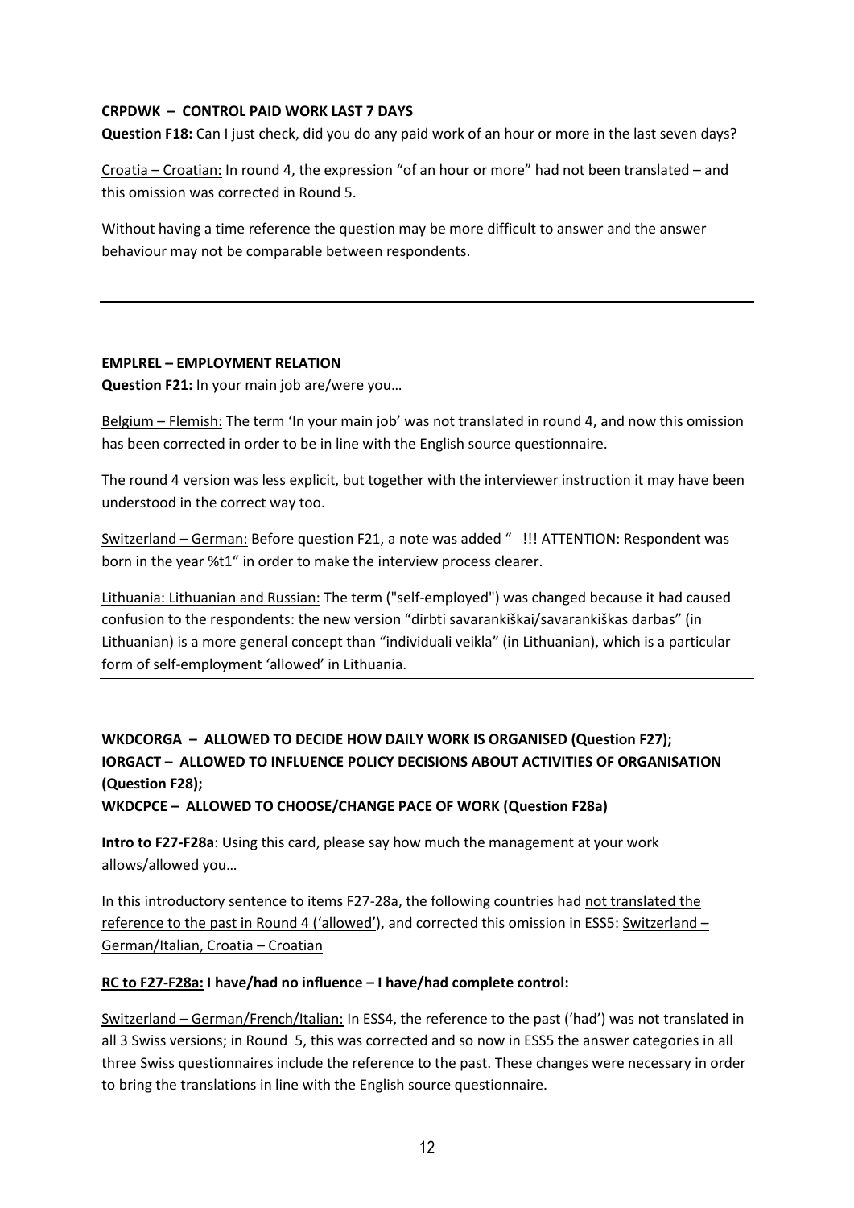**CRPDWK – CONTROL PAID WORK LAST 7 DAYS**

**Question F18:** Can I just check, did you do any paid work of an hour or more in the last seven days?

Croatia – Croatian: In round 4, the expression "of an hour or more" had not been translated – and this omission was corrected in Round 5.

Without having a time reference the question may be more difficult to answer and the answer behaviour may not be comparable between respondents.

---

**EMPLREL – EMPLOYMENT RELATION**

**Question F21:** In your main job are/were you…

Belgium – Flemish: The term 'In your main job' was not translated in round 4, and now this omission has been corrected in order to be in line with the English source questionnaire.

The round 4 version was less explicit, but together with the interviewer instruction it may have been understood in the correct way too.

Switzerland – German: Before question F21, a note was added "   !!! ATTENTION: Respondent was born in the year %t1" in order to make the interview process clearer.

Lithuania: Lithuanian and Russian: The term ("self-employed") was changed because it had caused confusion to the respondents: the new version "dirbti savarankiškai/savarankiškas darbas" (in Lithuanian) is a more general concept than "individuali veikla" (in Lithuanian), which is a particular form of self-employment 'allowed' in Lithuania.

---

**WKDCORGA – ALLOWED TO DECIDE HOW DAILY WORK IS ORGANISED (Question F27);**
**IORGACT – ALLOWED TO INFLUENCE POLICY DECISIONS ABOUT ACTIVITIES OF ORGANISATION (Question F28);**
**WKDCPCE – ALLOWED TO CHOOSE/CHANGE PACE OF WORK (Question F28a)**

**Intro to F27-F28a**: Using this card, please say how much the management at your work allows/allowed you…

In this introductory sentence to items F27-28a, the following countries had not translated the reference to the past in Round 4 ('allowed'), and corrected this omission in ESS5: Switzerland – German/Italian, Croatia – Croatian

**RC to F27-F28a: I have/had no influence – I have/had complete control:**

Switzerland – German/French/Italian: In ESS4, the reference to the past ('had') was not translated in all 3 Swiss versions; in Round 5, this was corrected and so now in ESS5 the answer categories in all three Swiss questionnaires include the reference to the past. These changes were necessary in order to bring the translations in line with the English source questionnaire.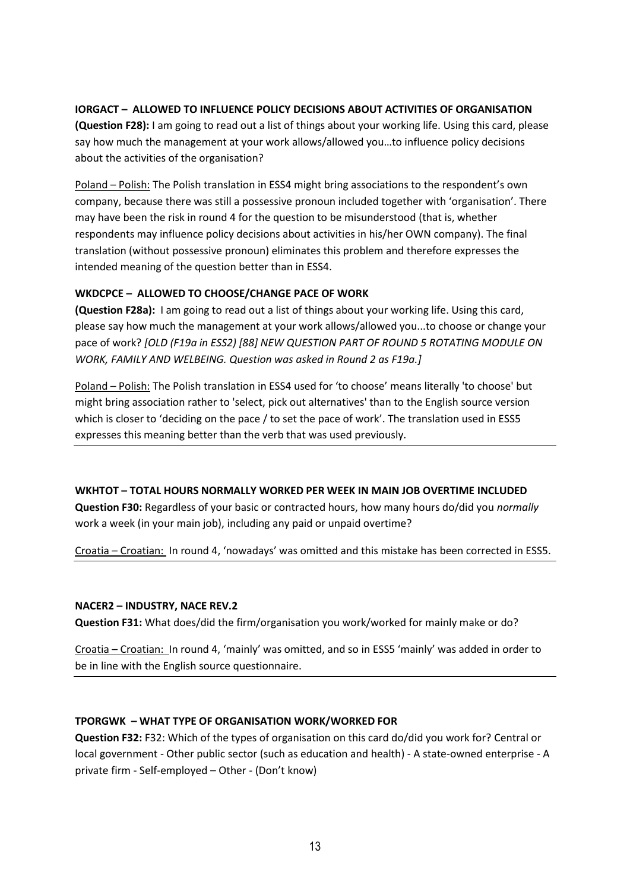**IORGACT – ALLOWED TO INFLUENCE POLICY DECISIONS ABOUT ACTIVITIES OF ORGANISATION**

**(Question F28):** I am going to read out a list of things about your working life. Using this card, please say how much the management at your work allows/allowed you…to influence policy decisions about the activities of the organisation?

Poland – Polish: The Polish translation in ESS4 might bring associations to the respondent's own company, because there was still a possessive pronoun included together with 'organisation'. There may have been the risk in round 4 for the question to be misunderstood (that is, whether respondents may influence policy decisions about activities in his/her OWN company). The final translation (without possessive pronoun) eliminates this problem and therefore expresses the intended meaning of the question better than in ESS4.

**WKDCPCE – ALLOWED TO CHOOSE/CHANGE PACE OF WORK**

**(Question F28a):** I am going to read out a list of things about your working life. Using this card, please say how much the management at your work allows/allowed you...to choose or change your pace of work? *[OLD (F19a in ESS2) [88] NEW QUESTION PART OF ROUND 5 ROTATING MODULE ON WORK, FAMILY AND WELBEING. Question was asked in Round 2 as F19a.]*

Poland – Polish: The Polish translation in ESS4 used for 'to choose' means literally 'to choose' but might bring association rather to 'select, pick out alternatives' than to the English source version which is closer to 'deciding on the pace / to set the pace of work'. The translation used in ESS5 expresses this meaning better than the verb that was used previously.

---

**WKHTOT – TOTAL HOURS NORMALLY WORKED PER WEEK IN MAIN JOB OVERTIME INCLUDED**

**Question F30:** Regardless of your basic or contracted hours, how many hours do/did you *normally* work a week (in your main job), including any paid or unpaid overtime?

Croatia – Croatian: In round 4, 'nowadays' was omitted and this mistake has been corrected in ESS5.

---

**NACER2 – INDUSTRY, NACE REV.2**

**Question F31:** What does/did the firm/organisation you work/worked for mainly make or do?

Croatia – Croatian: In round 4, 'mainly' was omitted, and so in ESS5 'mainly' was added in order to be in line with the English source questionnaire.

---

**TPORGWK – WHAT TYPE OF ORGANISATION WORK/WORKED FOR**

**Question F32:** F32: Which of the types of organisation on this card do/did you work for? Central or local government - Other public sector (such as education and health) - A state-owned enterprise - A private firm - Self-employed – Other - (Don't know)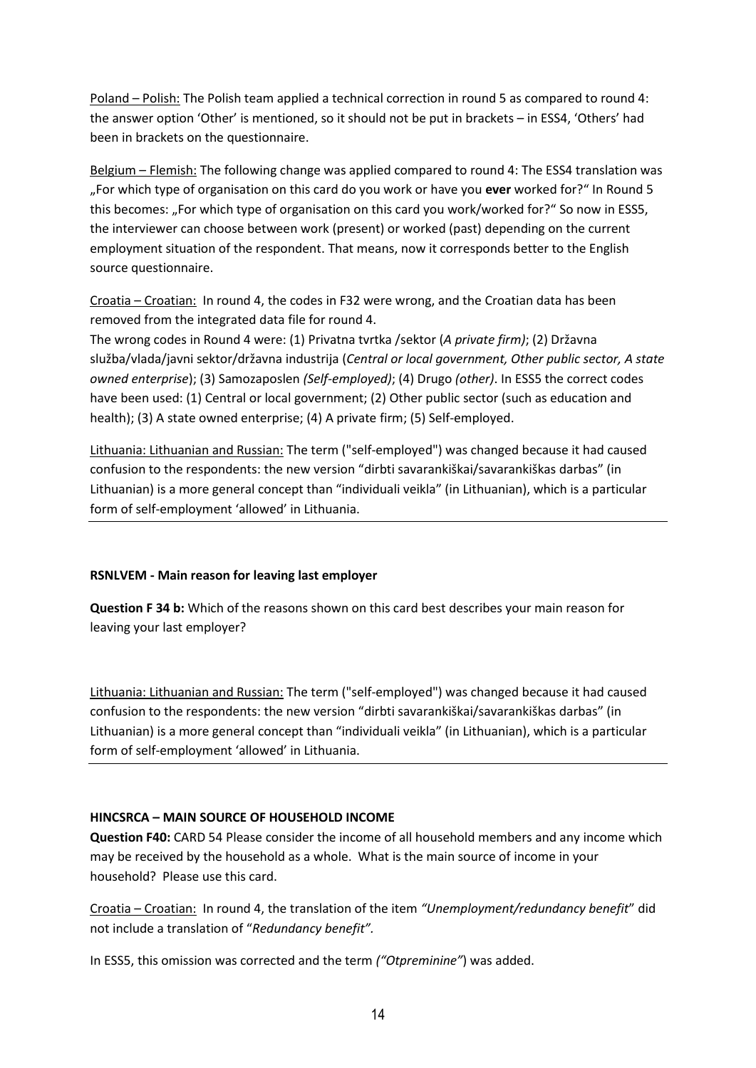<u>Poland – Polish:</u> The Polish team applied a technical correction in round 5 as compared to round 4: the answer option 'Other' is mentioned, so it should not be put in brackets – in ESS4, 'Others' had been in brackets on the questionnaire.

<u>Belgium – Flemish:</u> The following change was applied compared to round 4: The ESS4 translation was „For which type of organisation on this card do you work or have you **ever** worked for?" In Round 5 this becomes: „For which type of organisation on this card you work/worked for?" So now in ESS5, the interviewer can choose between work (present) or worked (past) depending on the current employment situation of the respondent. That means, now it corresponds better to the English source questionnaire.

<u>Croatia – Croatian:</u> In round 4, the codes in F32 were wrong, and the Croatian data has been removed from the integrated data file for round 4.

The wrong codes in Round 4 were: (1) Privatna tvrtka /sektor (*A private firm)*; (2) Državna služba/vlada/javni sektor/državna industrija (*Central or local government, Other public sector, A state owned enterprise*); (3) Samozaposlen *(Self-employed)*; (4) Drugo *(other)*. In ESS5 the correct codes have been used: (1) Central or local government; (2) Other public sector (such as education and health); (3) A state owned enterprise; (4) A private firm; (5) Self-employed.

<u>Lithuania: Lithuanian and Russian:</u> The term ("self-employed") was changed because it had caused confusion to the respondents: the new version "dirbti savarankiškai/savarankiškas darbas" (in Lithuanian) is a more general concept than "individuali veikla" (in Lithuanian), which is a particular form of self-employment 'allowed' in Lithuania.

---

**RSNLVEM - Main reason for leaving last employer**

**Question F 34 b:** Which of the reasons shown on this card best describes your main reason for leaving your last employer?

<u>Lithuania: Lithuanian and Russian:</u> The term ("self-employed") was changed because it had caused confusion to the respondents: the new version "dirbti savarankiškai/savarankiškas darbas" (in Lithuanian) is a more general concept than "individuali veikla" (in Lithuanian), which is a particular form of self-employment 'allowed' in Lithuania.

---

**HINCSRCA – MAIN SOURCE OF HOUSEHOLD INCOME**

**Question F40:** CARD 54 Please consider the income of all household members and any income which may be received by the household as a whole. What is the main source of income in your household? Please use this card.

<u>Croatia – Croatian:</u> In round 4, the translation of the item *"Unemployment/redundancy benefit*" did not include a translation of "*Redundancy benefit".*

In ESS5, this omission was corrected and the term *("Otpreminine"*) was added.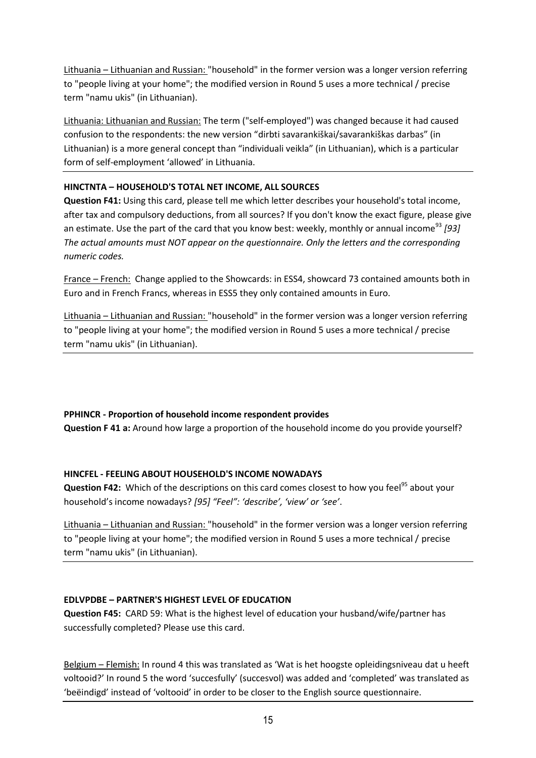Lithuania – Lithuanian and Russian: "household" in the former version was a longer version referring to "people living at your home"; the modified version in Round 5 uses a more technical / precise term "namu ukis" (in Lithuanian).

Lithuania: Lithuanian and Russian: The term ("self-employed") was changed because it had caused confusion to the respondents: the new version "dirbti savarankiškai/savarankiškas darbas" (in Lithuanian) is a more general concept than "individuali veikla" (in Lithuanian), which is a particular form of self-employment 'allowed' in Lithuania.

**HINCTNTA – HOUSEHOLD'S TOTAL NET INCOME, ALL SOURCES**

**Question F41:** Using this card, please tell me which letter describes your household's total income, after tax and compulsory deductions, from all sources? If you don't know the exact figure, please give an estimate. Use the part of the card that you know best: weekly, monthly or annual income[93] *[93] The actual amounts must NOT appear on the questionnaire. Only the letters and the corresponding numeric codes.*

France – French: Change applied to the Showcards: in ESS4, showcard 73 contained amounts both in Euro and in French Francs, whereas in ESS5 they only contained amounts in Euro.

Lithuania – Lithuanian and Russian: "household" in the former version was a longer version referring to "people living at your home"; the modified version in Round 5 uses a more technical / precise term "namu ukis" (in Lithuanian).

**PPHINCR - Proportion of household income respondent provides**

**Question F 41 a:** Around how large a proportion of the household income do you provide yourself?

**HINCFEL - FEELING ABOUT HOUSEHOLD'S INCOME NOWADAYS**

**Question F42:** Which of the descriptions on this card comes closest to how you feel[95] about your household's income nowadays? *[95] "Feel": 'describe', 'view' or 'see'*.

Lithuania – Lithuanian and Russian: "household" in the former version was a longer version referring to "people living at your home"; the modified version in Round 5 uses a more technical / precise term "namu ukis" (in Lithuanian).

**EDLVPDBE – PARTNER'S HIGHEST LEVEL OF EDUCATION**

**Question F45:** CARD 59: What is the highest level of education your husband/wife/partner has successfully completed? Please use this card.

Belgium – Flemish: In round 4 this was translated as 'Wat is het hoogste opleidingsniveau dat u heeft voltooid?' In round 5 the word 'succesfully' (succesvol) was added and 'completed' was translated as 'beëindigd' instead of 'voltooid' in order to be closer to the English source questionnaire.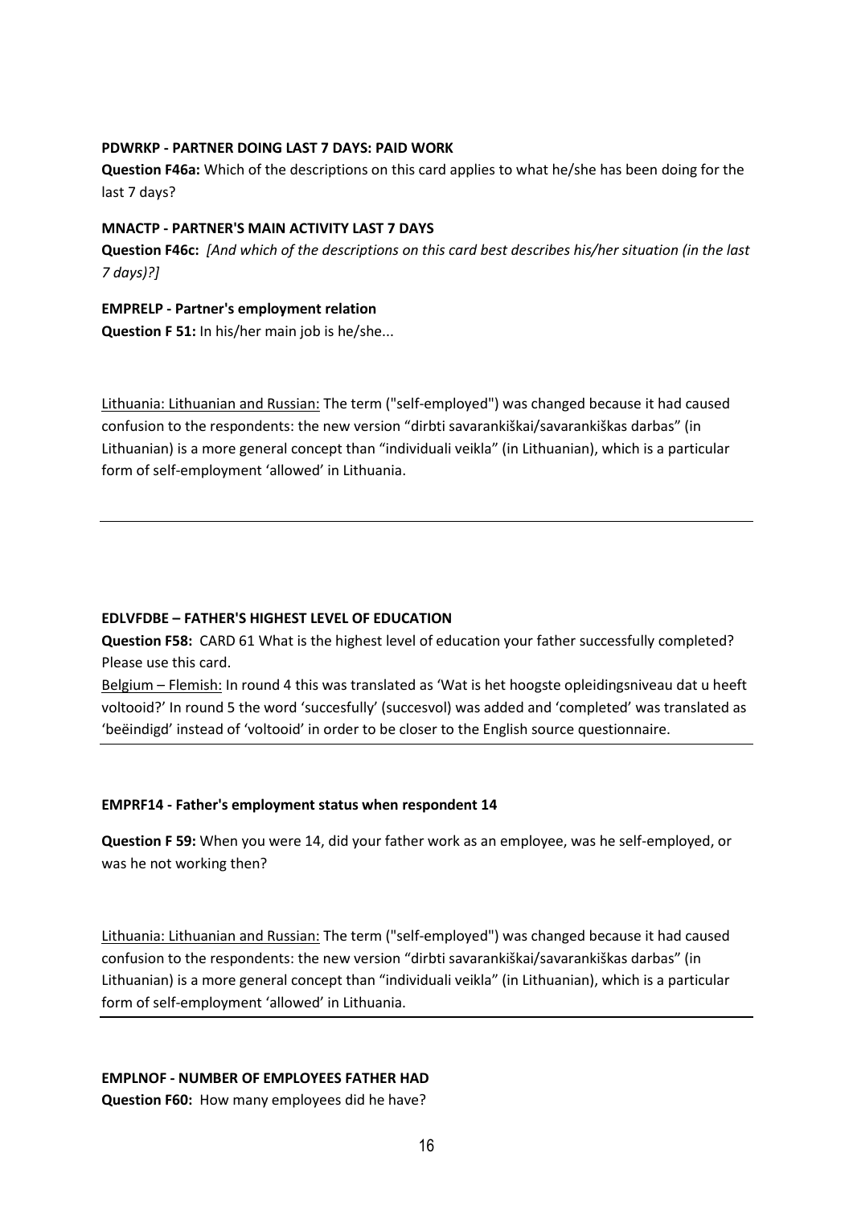**PDWRKP - PARTNER DOING LAST 7 DAYS: PAID WORK**

**Question F46a:** Which of the descriptions on this card applies to what he/she has been doing for the last 7 days?

**MNACTP - PARTNER'S MAIN ACTIVITY LAST 7 DAYS**

**Question F46c:** *[And which of the descriptions on this card best describes his/her situation (in the last 7 days)?]*

**EMPRELP - Partner's employment relation**

**Question F 51:** In his/her main job is he/she...

Lithuania: Lithuanian and Russian: The term ("self-employed") was changed because it had caused confusion to the respondents: the new version "dirbti savarankiškai/savarankiškas darbas" (in Lithuanian) is a more general concept than "individuali veikla" (in Lithuanian), which is a particular form of self-employment 'allowed' in Lithuania.

---

**EDLVFDBE – FATHER'S HIGHEST LEVEL OF EDUCATION**

**Question F58:** CARD 61 What is the highest level of education your father successfully completed? Please use this card.

Belgium – Flemish: In round 4 this was translated as 'Wat is het hoogste opleidingsniveau dat u heeft voltooid?' In round 5 the word 'succesfully' (succesvol) was added and 'completed' was translated as 'beëindigd' instead of 'voltooid' in order to be closer to the English source questionnaire.

---

**EMPRF14 - Father's employment status when respondent 14**

**Question F 59:** When you were 14, did your father work as an employee, was he self-employed, or was he not working then?

Lithuania: Lithuanian and Russian: The term ("self-employed") was changed because it had caused confusion to the respondents: the new version "dirbti savarankiškai/savarankiškas darbas" (in Lithuanian) is a more general concept than "individuali veikla" (in Lithuanian), which is a particular form of self-employment 'allowed' in Lithuania.

---

**EMPLNOF - NUMBER OF EMPLOYEES FATHER HAD**

**Question F60:** How many employees did he have?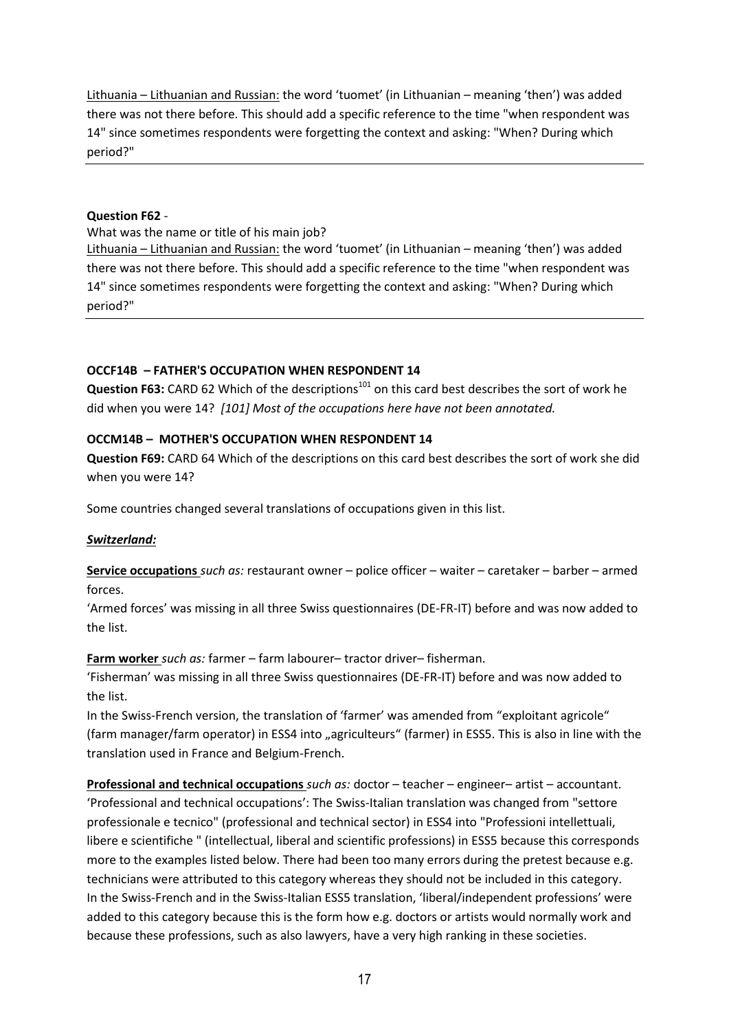Lithuania – Lithuanian and Russian: the word 'tuomet' (in Lithuanian – meaning 'then') was added there was not there before. This should add a specific reference to the time "when respondent was 14" since sometimes respondents were forgetting the context and asking: "When? During which period?"

---

**Question F62** -

What was the name or title of his main job?

Lithuania – Lithuanian and Russian: the word 'tuomet' (in Lithuanian – meaning 'then') was added there was not there before. This should add a specific reference to the time "when respondent was 14" since sometimes respondents were forgetting the context and asking: "When? During which period?"

---

**OCCF14B – FATHER'S OCCUPATION WHEN RESPONDENT 14**

**Question F63:** CARD 62 Which of the descriptions[101] on this card best describes the sort of work he did when you were 14? *[101] Most of the occupations here have not been annotated.*

**OCCM14B – MOTHER'S OCCUPATION WHEN RESPONDENT 14**

**Question F69:** CARD 64 Which of the descriptions on this card best describes the sort of work she did when you were 14?

Some countries changed several translations of occupations given in this list.

***Switzerland:***

**Service occupations** *such as:* restaurant owner – police officer – waiter – caretaker – barber – armed forces.

'Armed forces' was missing in all three Swiss questionnaires (DE-FR-IT) before and was now added to the list.

**Farm worker** *such as:* farmer – farm labourer– tractor driver– fisherman.

'Fisherman' was missing in all three Swiss questionnaires (DE-FR-IT) before and was now added to the list.

In the Swiss-French version, the translation of 'farmer' was amended from "exploitant agricole" (farm manager/farm operator) in ESS4 into „agriculteurs" (farmer) in ESS5. This is also in line with the translation used in France and Belgium-French.

**Professional and technical occupations** *such as:* doctor – teacher – engineer– artist – accountant.

'Professional and technical occupations': The Swiss-Italian translation was changed from "settore professionale e tecnico" (professional and technical sector) in ESS4 into "Professioni intellettuali, libere e scientifiche " (intellectual, liberal and scientific professions) in ESS5 because this corresponds more to the examples listed below. There had been too many errors during the pretest because e.g. technicians were attributed to this category whereas they should not be included in this category. In the Swiss-French and in the Swiss-Italian ESS5 translation, 'liberal/independent professions' were added to this category because this is the form how e.g. doctors or artists would normally work and because these professions, such as also lawyers, have a very high ranking in these societies.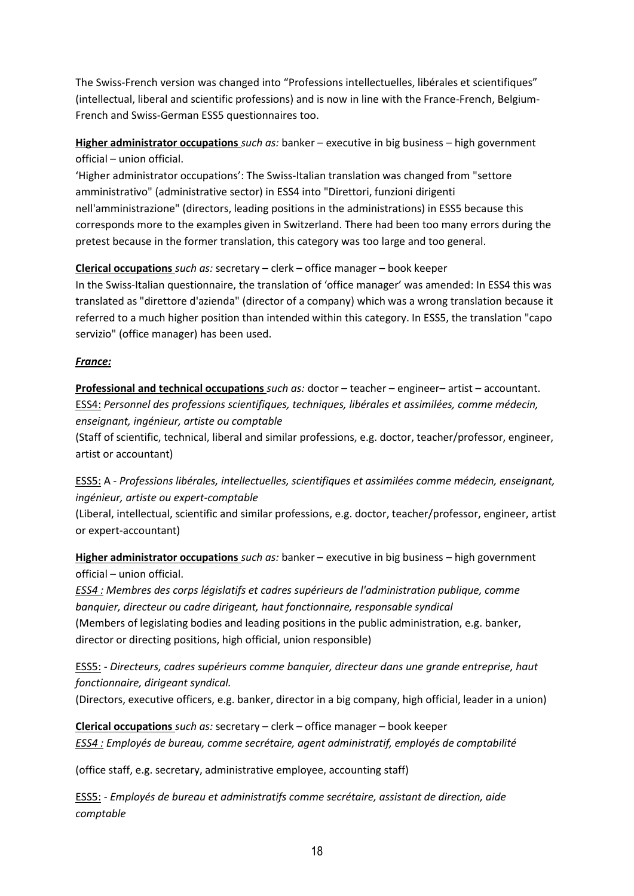The Swiss-French version was changed into "Professions intellectuelles, libérales et scientifiques" (intellectual, liberal and scientific professions) and is now in line with the France-French, Belgium-French and Swiss-German ESS5 questionnaires too.

**Higher administrator occupations** *such as:* banker – executive in big business – high government official – union official.

'Higher administrator occupations': The Swiss-Italian translation was changed from "settore amministrativo" (administrative sector) in ESS4 into "Direttori, funzioni dirigenti nell'amministrazione" (directors, leading positions in the administrations) in ESS5 because this corresponds more to the examples given in Switzerland. There had been too many errors during the pretest because in the former translation, this category was too large and too general.

**Clerical occupations** *such as:* secretary – clerk – office manager – book keeper

In the Swiss-Italian questionnaire, the translation of 'office manager' was amended: In ESS4 this was translated as "direttore d'azienda" (director of a company) which was a wrong translation because it referred to a much higher position than intended within this category. In ESS5, the translation "capo servizio" (office manager) has been used.

***France:***

**Professional and technical occupations** *such as:* doctor – teacher – engineer– artist – accountant.

ESS4: *Personnel des professions scientifiques, techniques, libérales et assimilées, comme médecin, enseignant, ingénieur, artiste ou comptable*

(Staff of scientific, technical, liberal and similar professions, e.g. doctor, teacher/professor, engineer, artist or accountant)

ESS5: A - *Professions libérales, intellectuelles, scientifiques et assimilées comme médecin, enseignant, ingénieur, artiste ou expert-comptable*

(Liberal, intellectual, scientific and similar professions, e.g. doctor, teacher/professor, engineer, artist or expert-accountant)

**Higher administrator occupations** *such as:* banker – executive in big business – high government official – union official.

*ESS4 : Membres des corps législatifs et cadres supérieurs de l'administration publique, comme banquier, directeur ou cadre dirigeant, haut fonctionnaire, responsable syndical*

(Members of legislating bodies and leading positions in the public administration, e.g. banker, director or directing positions, high official, union responsible)

ESS5: - *Directeurs, cadres supérieurs comme banquier, directeur dans une grande entreprise, haut fonctionnaire, dirigeant syndical.*

(Directors, executive officers, e.g. banker, director in a big company, high official, leader in a union)

**Clerical occupations** *such as:* secretary – clerk – office manager – book keeper

*ESS4 : Employés de bureau, comme secrétaire, agent administratif, employés de comptabilité*

(office staff, e.g. secretary, administrative employee, accounting staff)

ESS5: - *Employés de bureau et administratifs comme secrétaire, assistant de direction, aide comptable*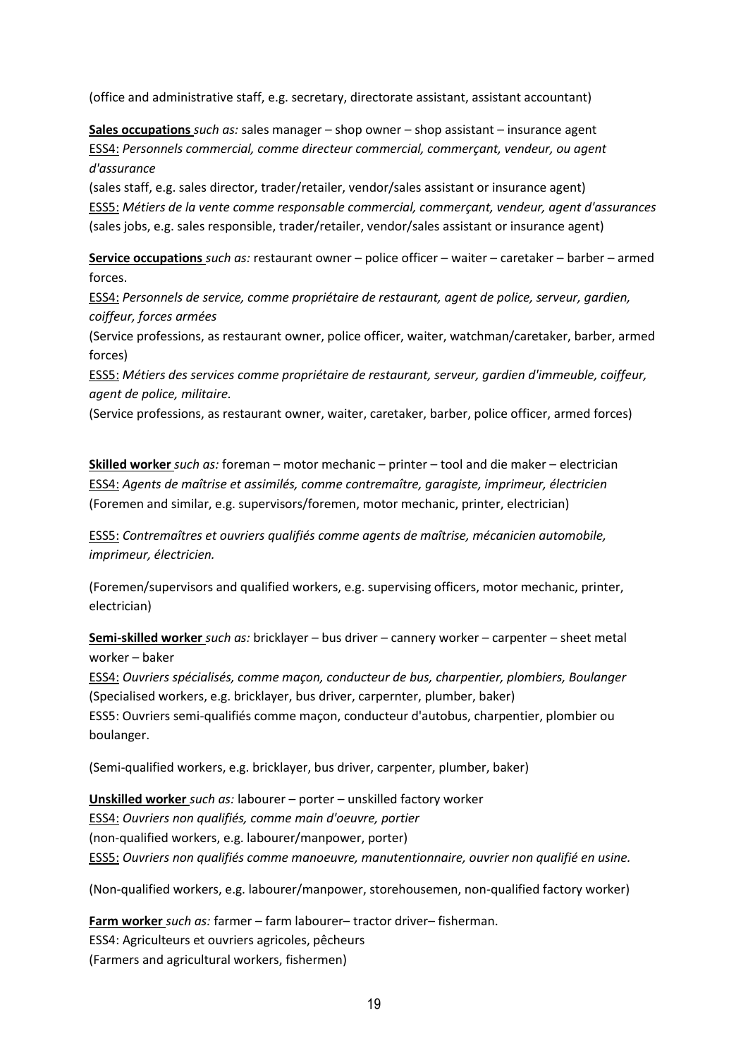(office and administrative staff, e.g. secretary, directorate assistant, assistant accountant)

**Sales occupations** *such as:* sales manager – shop owner – shop assistant – insurance agent
ESS4: *Personnels commercial, comme directeur commercial, commerçant, vendeur, ou agent d'assurance*
(sales staff, e.g. sales director, trader/retailer, vendor/sales assistant or insurance agent)
ESS5: *Métiers de la vente comme responsable commercial, commerçant, vendeur, agent d'assurances*
(sales jobs, e.g. sales responsible, trader/retailer, vendor/sales assistant or insurance agent)

**Service occupations** *such as:* restaurant owner – police officer – waiter – caretaker – barber – armed forces.
ESS4: *Personnels de service, comme propriétaire de restaurant, agent de police, serveur, gardien, coiffeur, forces armées*
(Service professions, as restaurant owner, police officer, waiter, watchman/caretaker, barber, armed forces)
ESS5: *Métiers des services comme propriétaire de restaurant, serveur, gardien d'immeuble, coiffeur, agent de police, militaire.*
(Service professions, as restaurant owner, waiter, caretaker, barber, police officer, armed forces)

**Skilled worker** *such as:* foreman – motor mechanic – printer – tool and die maker – electrician
ESS4: *Agents de maîtrise et assimilés, comme contremaître, garagiste, imprimeur, électricien*
(Foremen and similar, e.g. supervisors/foremen, motor mechanic, printer, electrician)

ESS5: *Contremaîtres et ouvriers qualifiés comme agents de maîtrise, mécanicien automobile, imprimeur, électricien.*

(Foremen/supervisors and qualified workers, e.g. supervising officers, motor mechanic, printer, electrician)

**Semi-skilled worker** *such as:* bricklayer – bus driver – cannery worker – carpenter – sheet metal worker – baker
ESS4: *Ouvriers spécialisés, comme maçon, conducteur de bus, charpentier, plombiers, Boulanger*
(Specialised workers, e.g. bricklayer, bus driver, carpernter, plumber, baker)
ESS5: Ouvriers semi-qualifiés comme maçon, conducteur d'autobus, charpentier, plombier ou boulanger.

(Semi-qualified workers, e.g. bricklayer, bus driver, carpenter, plumber, baker)

**Unskilled worker** *such as:* labourer – porter – unskilled factory worker
ESS4: *Ouvriers non qualifiés, comme main d'oeuvre, portier*
(non-qualified workers, e.g. labourer/manpower, porter)
ESS5: *Ouvriers non qualifiés comme manoeuvre, manutentionnaire, ouvrier non qualifié en usine.*

(Non-qualified workers, e.g. labourer/manpower, storehousemen, non-qualified factory worker)

**Farm worker** *such as:* farmer – farm labourer– tractor driver– fisherman.
ESS4: Agriculteurs et ouvriers agricoles, pêcheurs
(Farmers and agricultural workers, fishermen)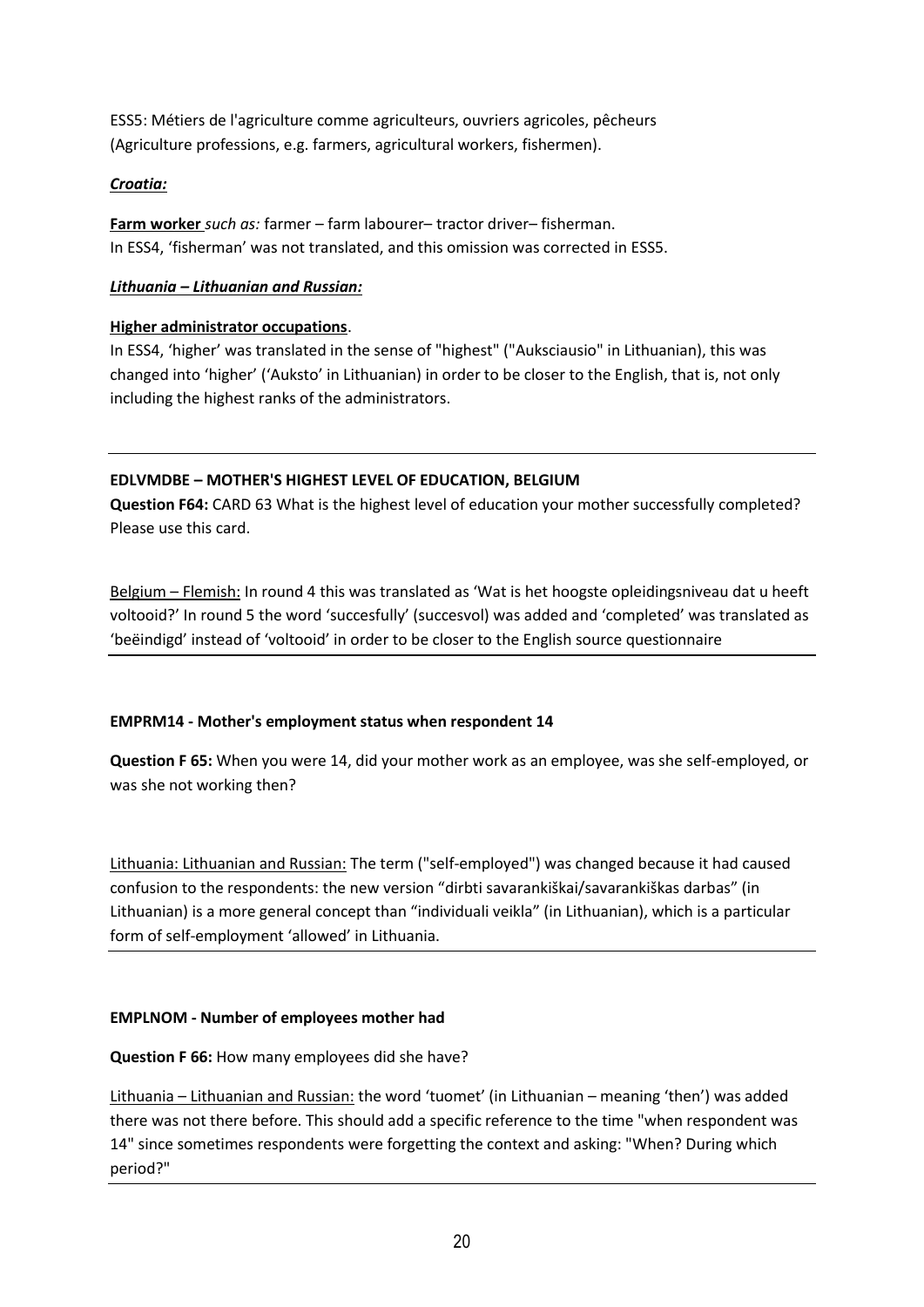ESS5: Métiers de l'agriculture comme agriculteurs, ouvriers agricoles, pêcheurs (Agriculture professions, e.g. farmers, agricultural workers, fishermen).

***Croatia:***

**Farm worker** *such as:* farmer – farm labourer– tractor driver– fisherman.
In ESS4, 'fisherman' was not translated, and this omission was corrected in ESS5.

***Lithuania – Lithuanian and Russian:***

**Higher administrator occupations**.
In ESS4, 'higher' was translated in the sense of "highest" ("Auksciausio" in Lithuanian), this was changed into 'higher' ('Auksto' in Lithuanian) in order to be closer to the English, that is, not only including the highest ranks of the administrators.

---

**EDLVMDBE – MOTHER'S HIGHEST LEVEL OF EDUCATION, BELGIUM**

**Question F64:** CARD 63 What is the highest level of education your mother successfully completed? Please use this card.

Belgium – Flemish: In round 4 this was translated as 'Wat is het hoogste opleidingsniveau dat u heeft voltooid?' In round 5 the word 'succesfully' (succesvol) was added and 'completed' was translated as 'beëindigd' instead of 'voltooid' in order to be closer to the English source questionnaire

---

**EMPRM14 - Mother's employment status when respondent 14**

**Question F 65:** When you were 14, did your mother work as an employee, was she self-employed, or was she not working then?

Lithuania: Lithuanian and Russian: The term ("self-employed") was changed because it had caused confusion to the respondents: the new version "dirbti savarankiškai/savarankiškas darbas" (in Lithuanian) is a more general concept than "individuali veikla" (in Lithuanian), which is a particular form of self-employment 'allowed' in Lithuania.

---

**EMPLNOM - Number of employees mother had**

**Question F 66:** How many employees did she have?

Lithuania – Lithuanian and Russian: the word 'tuomet' (in Lithuanian – meaning 'then') was added there was not there before. This should add a specific reference to the time "when respondent was 14" since sometimes respondents were forgetting the context and asking: "When? During which period?"

---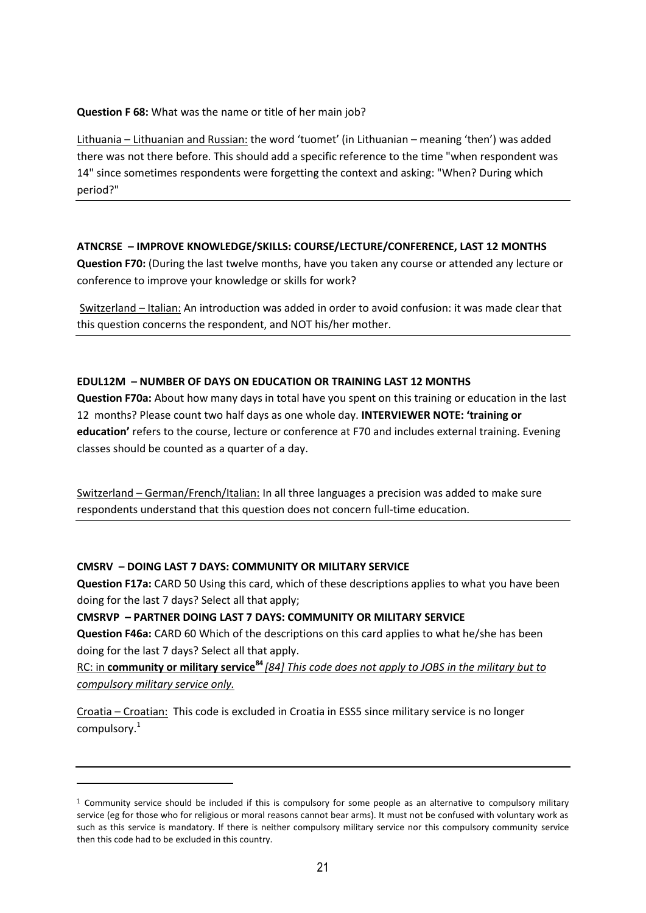**Question F 68:** What was the name or title of her main job?

Lithuania – Lithuanian and Russian: the word 'tuomet' (in Lithuanian – meaning 'then') was added there was not there before. This should add a specific reference to the time "when respondent was 14" since sometimes respondents were forgetting the context and asking: "When? During which period?"

---

**ATNCRSE – IMPROVE KNOWLEDGE/SKILLS: COURSE/LECTURE/CONFERENCE, LAST 12 MONTHS**
**Question F70:** (During the last twelve months, have you taken any course or attended any lecture or conference to improve your knowledge or skills for work?

Switzerland – Italian: An introduction was added in order to avoid confusion: it was made clear that this question concerns the respondent, and NOT his/her mother.

---

**EDUL12M – NUMBER OF DAYS ON EDUCATION OR TRAINING LAST 12 MONTHS**
**Question F70a:** About how many days in total have you spent on this training or education in the last 12 months? Please count two half days as one whole day. **INTERVIEWER NOTE: 'training or education'** refers to the course, lecture or conference at F70 and includes external training. Evening classes should be counted as a quarter of a day.

Switzerland – German/French/Italian: In all three languages a precision was added to make sure respondents understand that this question does not concern full-time education.

---

**CMSRV – DOING LAST 7 DAYS: COMMUNITY OR MILITARY SERVICE**
**Question F17a:** CARD 50 Using this card, which of these descriptions applies to what you have been doing for the last 7 days? Select all that apply;
**CMSRVP – PARTNER DOING LAST 7 DAYS: COMMUNITY OR MILITARY SERVICE**
**Question F46a:** CARD 60 Which of the descriptions on this card applies to what he/she has been doing for the last 7 days? Select all that apply.
RC: in **community or military service**[84] *[84] This code does not apply to JOBS in the military but to compulsory military service only.*

Croatia – Croatian: This code is excluded in Croatia in ESS5 since military service is no longer compulsory.[1]

---

[1] Community service should be included if this is compulsory for some people as an alternative to compulsory military service (eg for those who for religious or moral reasons cannot bear arms). It must not be confused with voluntary work as such as this service is mandatory. If there is neither compulsory military service nor this compulsory community service then this code had to be excluded in this country.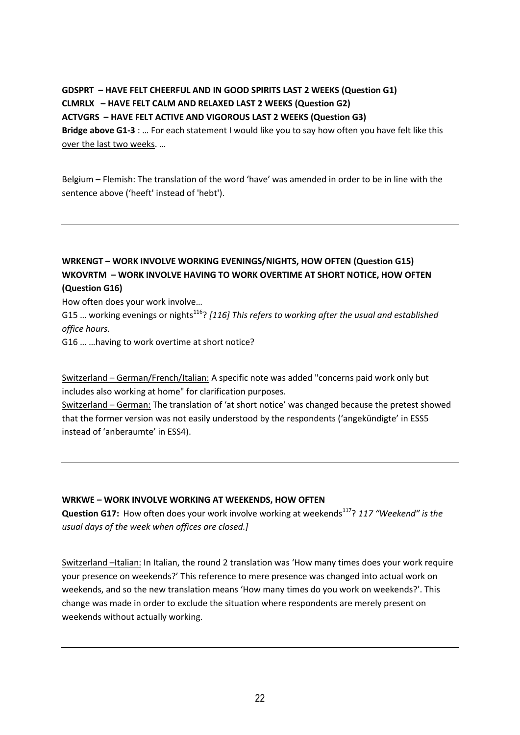**GDSPRT – HAVE FELT CHEERFUL AND IN GOOD SPIRITS LAST 2 WEEKS (Question G1)**
**CLMRLX – HAVE FELT CALM AND RELAXED LAST 2 WEEKS (Question G2)**
**ACTVGRS – HAVE FELT ACTIVE AND VIGOROUS LAST 2 WEEKS (Question G3)**

**Bridge above G1-3** : … For each statement I would like you to say how often you have felt like this over the last two weeks. …

Belgium – Flemish: The translation of the word 'have' was amended in order to be in line with the sentence above ('heeft' instead of 'hebt').

---

**WRKENGT – WORK INVOLVE WORKING EVENINGS/NIGHTS, HOW OFTEN (Question G15)**
**WKOVRTM – WORK INVOLVE HAVING TO WORK OVERTIME AT SHORT NOTICE, HOW OFTEN (Question G16)**

How often does your work involve…

G15 … working evenings or nights[116]? *[116] This refers to working after the usual and established office hours.*

G16 … …having to work overtime at short notice?

Switzerland – German/French/Italian: A specific note was added "concerns paid work only but includes also working at home" for clarification purposes.

Switzerland – German: The translation of 'at short notice' was changed because the pretest showed that the former version was not easily understood by the respondents ('angekündigte' in ESS5 instead of 'anberaumte' in ESS4).

---

**WRKWE – WORK INVOLVE WORKING AT WEEKENDS, HOW OFTEN**

**Question G17:** How often does your work involve working at weekends[117]? *117 "Weekend" is the usual days of the week when offices are closed.]*

Switzerland –Italian: In Italian, the round 2 translation was 'How many times does your work require your presence on weekends?' This reference to mere presence was changed into actual work on weekends, and so the new translation means 'How many times do you work on weekends?'. This change was made in order to exclude the situation where respondents are merely present on weekends without actually working.

---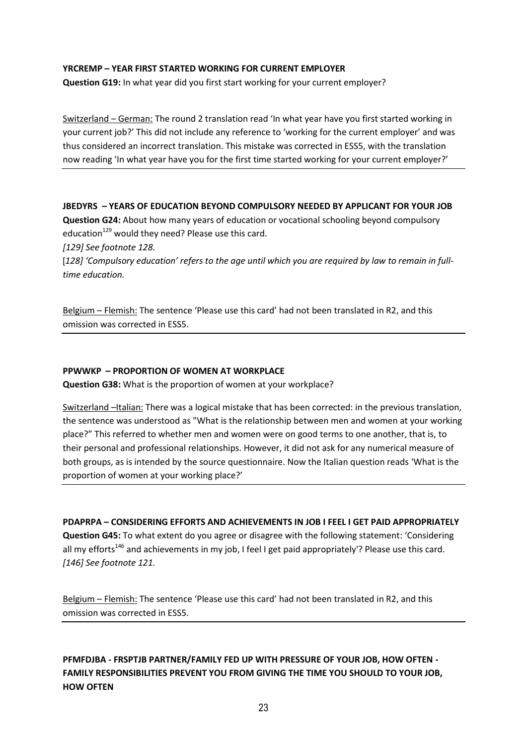**YRCREMP – YEAR FIRST STARTED WORKING FOR CURRENT EMPLOYER**

**Question G19:** In what year did you first start working for your current employer?

Switzerland – German: The round 2 translation read 'In what year have you first started working in your current job?' This did not include any reference to 'working for the current employer' and was thus considered an incorrect translation. This mistake was corrected in ESS5, with the translation now reading 'In what year have you for the first time started working for your current employer?'

---

**JBEDYRS – YEARS OF EDUCATION BEYOND COMPULSORY NEEDED BY APPLICANT FOR YOUR JOB**

**Question G24:** About how many years of education or vocational schooling beyond compulsory education[129] would they need? Please use this card.

*[129] See footnote 128.*

[*128] 'Compulsory education' refers to the age until which you are required by law to remain in full-time education.*

Belgium – Flemish: The sentence 'Please use this card' had not been translated in R2, and this omission was corrected in ESS5.

---

**PPWWKP – PROPORTION OF WOMEN AT WORKPLACE**

**Question G38:** What is the proportion of women at your workplace?

Switzerland –Italian: There was a logical mistake that has been corrected: in the previous translation, the sentence was understood as "What is the relationship between men and women at your working place?" This referred to whether men and women were on good terms to one another, that is, to their personal and professional relationships. However, it did not ask for any numerical measure of both groups, as is intended by the source questionnaire. Now the Italian question reads 'What is the proportion of women at your working place?'

---

**PDAPRPA – CONSIDERING EFFORTS AND ACHIEVEMENTS IN JOB I FEEL I GET PAID APPROPRIATELY**

**Question G45:** To what extent do you agree or disagree with the following statement: 'Considering all my efforts[146] and achievements in my job, I feel I get paid appropriately'? Please use this card.

*[146] See footnote 121.*

Belgium – Flemish: The sentence 'Please use this card' had not been translated in R2, and this omission was corrected in ESS5.

---

**PFMFDJBA - FRSPTJB PARTNER/FAMILY FED UP WITH PRESSURE OF YOUR JOB, HOW OFTEN - FAMILY RESPONSIBILITIES PREVENT YOU FROM GIVING THE TIME YOU SHOULD TO YOUR JOB, HOW OFTEN**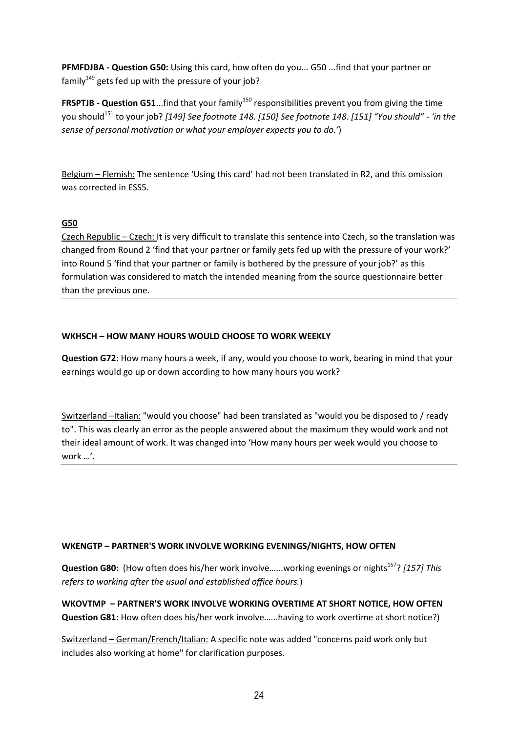**PFMFDJBA - Question G50:** Using this card, how often do you... G50 ...find that your partner or family[149] gets fed up with the pressure of your job?

**FRSPTJB - Question G51**...find that your family[150] responsibilities prevent you from giving the time you should[151] to your job? *[149] See footnote 148. [150] See footnote 148. [151] "You should" - 'in the sense of personal motivation or what your employer expects you to do.'*)

Belgium – Flemish: The sentence 'Using this card' had not been translated in R2, and this omission was corrected in ESS5.

**G50**

Czech Republic – Czech: It is very difficult to translate this sentence into Czech, so the translation was changed from Round 2 'find that your partner or family gets fed up with the pressure of your work?' into Round 5 'find that your partner or family is bothered by the pressure of your job?' as this formulation was considered to match the intended meaning from the source questionnaire better than the previous one.

---

**WKHSCH – HOW MANY HOURS WOULD CHOOSE TO WORK WEEKLY**

**Question G72:** How many hours a week, if any, would you choose to work, bearing in mind that your earnings would go up or down according to how many hours you work?

Switzerland –Italian: "would you choose" had been translated as "would you be disposed to / ready to". This was clearly an error as the people answered about the maximum they would work and not their ideal amount of work. It was changed into 'How many hours per week would you choose to work …'.

---

**WKENGTP – PARTNER'S WORK INVOLVE WORKING EVENINGS/NIGHTS, HOW OFTEN**

**Question G80:** (How often does his/her work involve…...working evenings or nights[157]? *[157] This refers to working after the usual and established office hours.*)

**WKOVTMP – PARTNER'S WORK INVOLVE WORKING OVERTIME AT SHORT NOTICE, HOW OFTEN**

**Question G81:** How often does his/her work involve…...having to work overtime at short notice?)

Switzerland – German/French/Italian: A specific note was added "concerns paid work only but includes also working at home" for clarification purposes.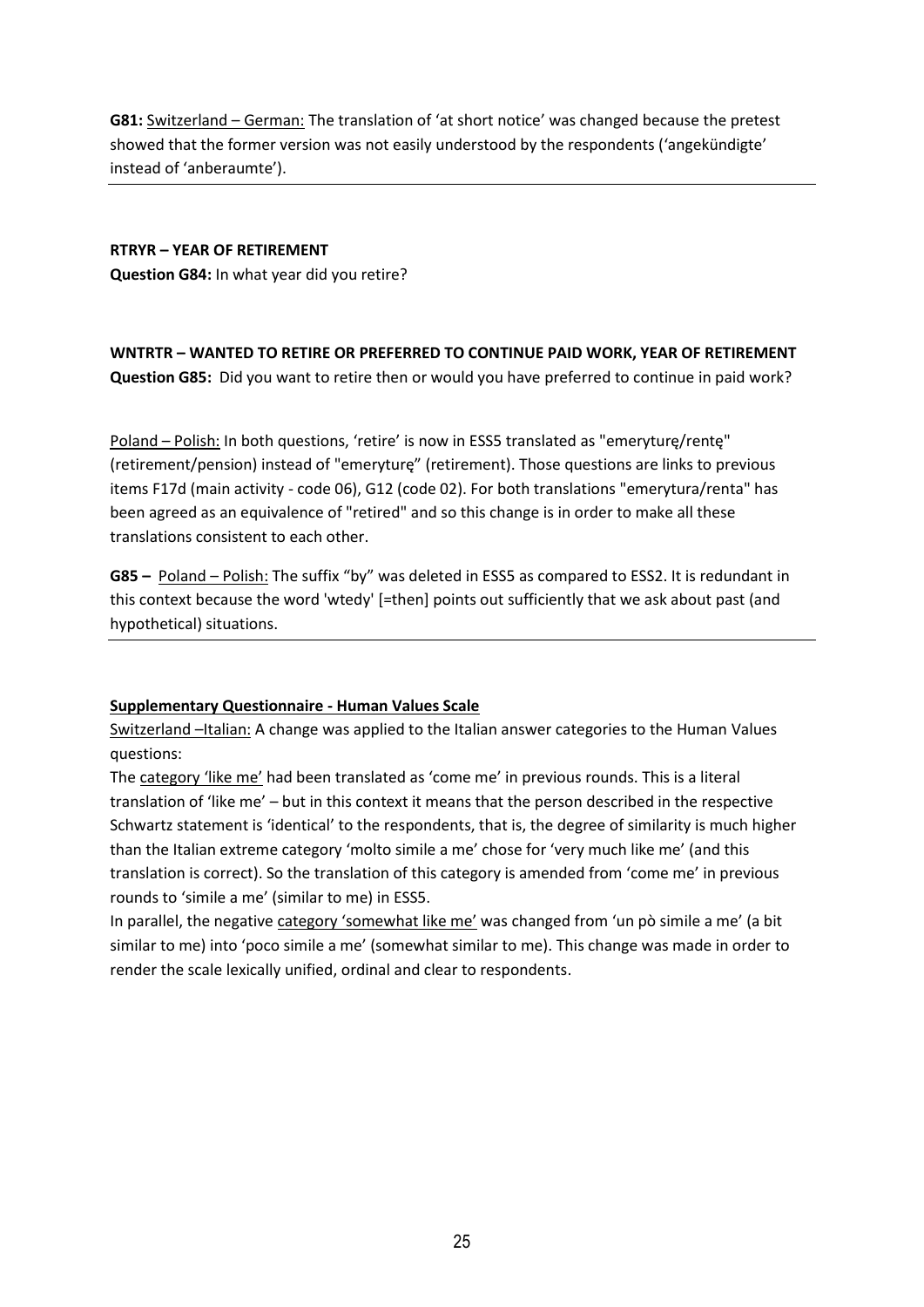**G81:** Switzerland – German: The translation of 'at short notice' was changed because the pretest showed that the former version was not easily understood by the respondents ('angekündigte' instead of 'anberaumte').

---

**RTRYR – YEAR OF RETIREMENT**
**Question G84:** In what year did you retire?

**WNTRTR – WANTED TO RETIRE OR PREFERRED TO CONTINUE PAID WORK, YEAR OF RETIREMENT**
**Question G85:** Did you want to retire then or would you have preferred to continue in paid work?

Poland – Polish: In both questions, 'retire' is now in ESS5 translated as "emeryturę/rentę" (retirement/pension) instead of "emeryturę" (retirement). Those questions are links to previous items F17d (main activity - code 06), G12 (code 02). For both translations "emerytura/renta" has been agreed as an equivalence of "retired" and so this change is in order to make all these translations consistent to each other.

**G85 –** Poland – Polish: The suffix "by" was deleted in ESS5 as compared to ESS2. It is redundant in this context because the word 'wtedy' [=then] points out sufficiently that we ask about past (and hypothetical) situations.

---

**Supplementary Questionnaire - Human Values Scale**

Switzerland –Italian: A change was applied to the Italian answer categories to the Human Values questions:

The category 'like me' had been translated as 'come me' in previous rounds. This is a literal translation of 'like me' – but in this context it means that the person described in the respective Schwartz statement is 'identical' to the respondents, that is, the degree of similarity is much higher than the Italian extreme category 'molto simile a me' chose for 'very much like me' (and this translation is correct). So the translation of this category is amended from 'come me' in previous rounds to 'simile a me' (similar to me) in ESS5.

In parallel, the negative category 'somewhat like me' was changed from 'un pò simile a me' (a bit similar to me) into 'poco simile a me' (somewhat similar to me). This change was made in order to render the scale lexically unified, ordinal and clear to respondents.